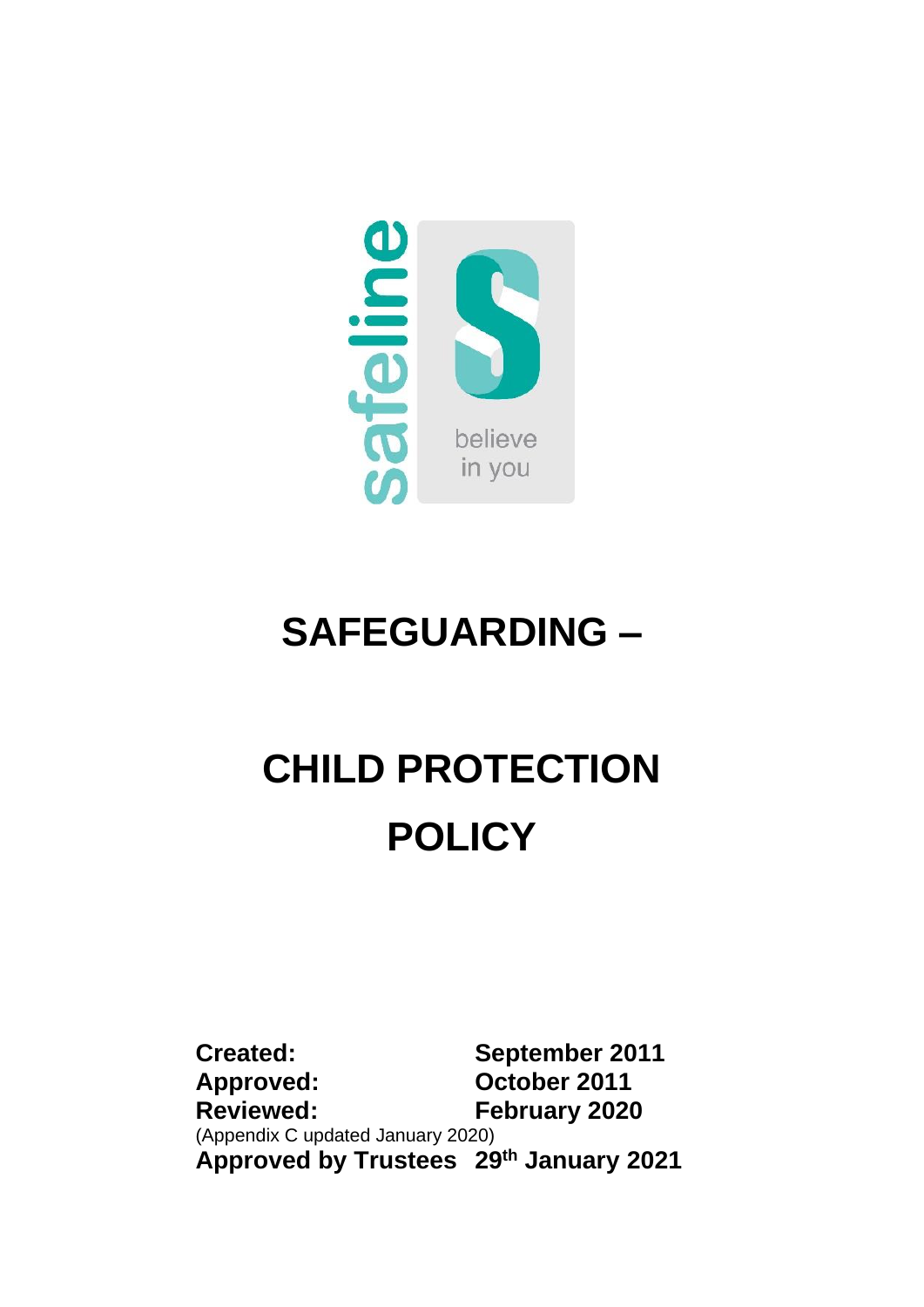safeline

believe in you

# SAFEGUARDING –

# CHILD PROTECTION POLICY

| | |
|---|---|
| **Created:** | **September 2011** |
| **Approved:** | **October 2011** |
| **Reviewed:** | **February 2020** |

(Appendix C updated January 2020)

**Approved by Trustees 29th January 2021**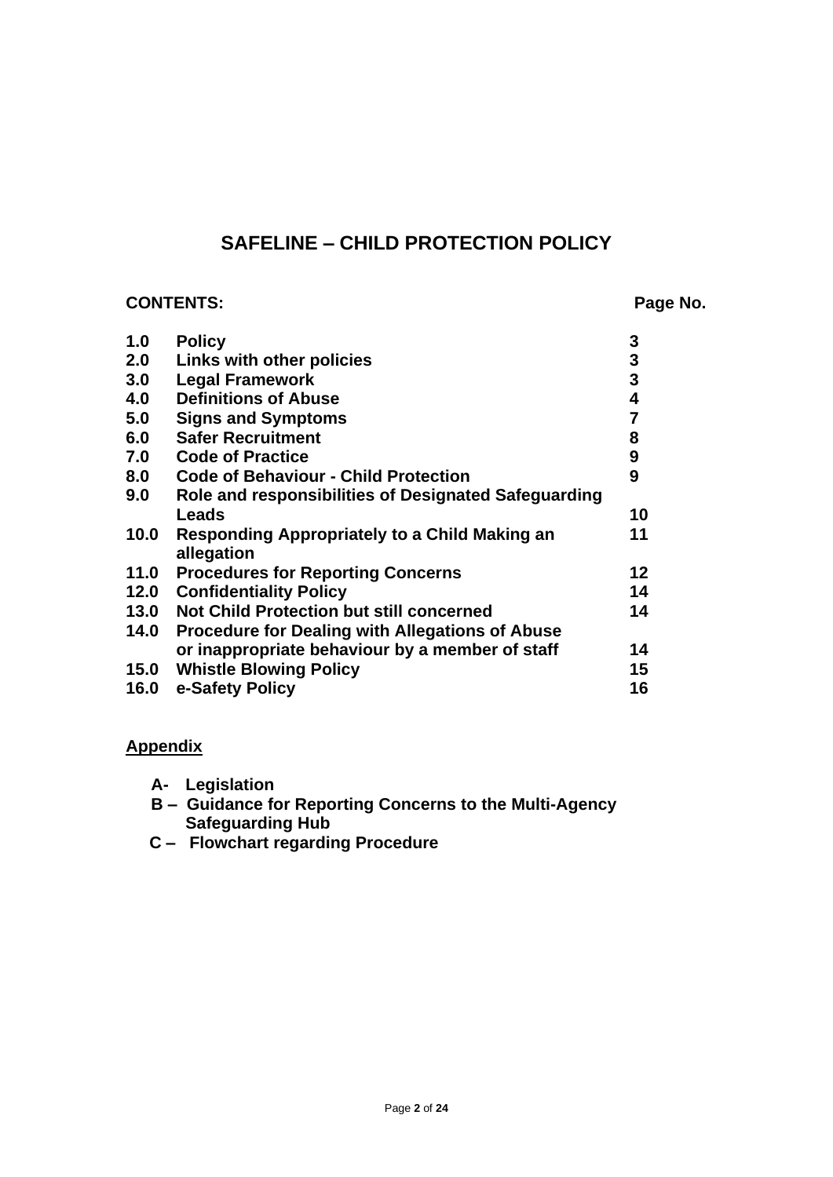# SAFELINE – CHILD PROTECTION POLICY

| **CONTENTS:** | | **Page No.** |
|---|---|---|
| **1.0** | **Policy** | **3** |
| **2.0** | **Links with other policies** | **3** |
| **3.0** | **Legal Framework** | **3** |
| **4.0** | **Definitions of Abuse** | **4** |
| **5.0** | **Signs and Symptoms** | **7** |
| **6.0** | **Safer Recruitment** | **8** |
| **7.0** | **Code of Practice** | **9** |
| **8.0** | **Code of Behaviour - Child Protection** | **9** |
| **9.0** | **Role and responsibilities of Designated Safeguarding Leads** | **10** |
| **10.0** | **Responding Appropriately to a Child Making an allegation** | **11** |
| **11.0** | **Procedures for Reporting Concerns** | **12** |
| **12.0** | **Confidentiality Policy** | **14** |
| **13.0** | **Not Child Protection but still concerned** | **14** |
| **14.0** | **Procedure for Dealing with Allegations of Abuse or inappropriate behaviour by a member of staff** | **14** |
| **15.0** | **Whistle Blowing Policy** | **15** |
| **16.0** | **e-Safety Policy** | **16** |

**Appendix**

- **A- Legislation**
- **B – Guidance for Reporting Concerns to the Multi-Agency Safeguarding Hub**
- **C – Flowchart regarding Procedure**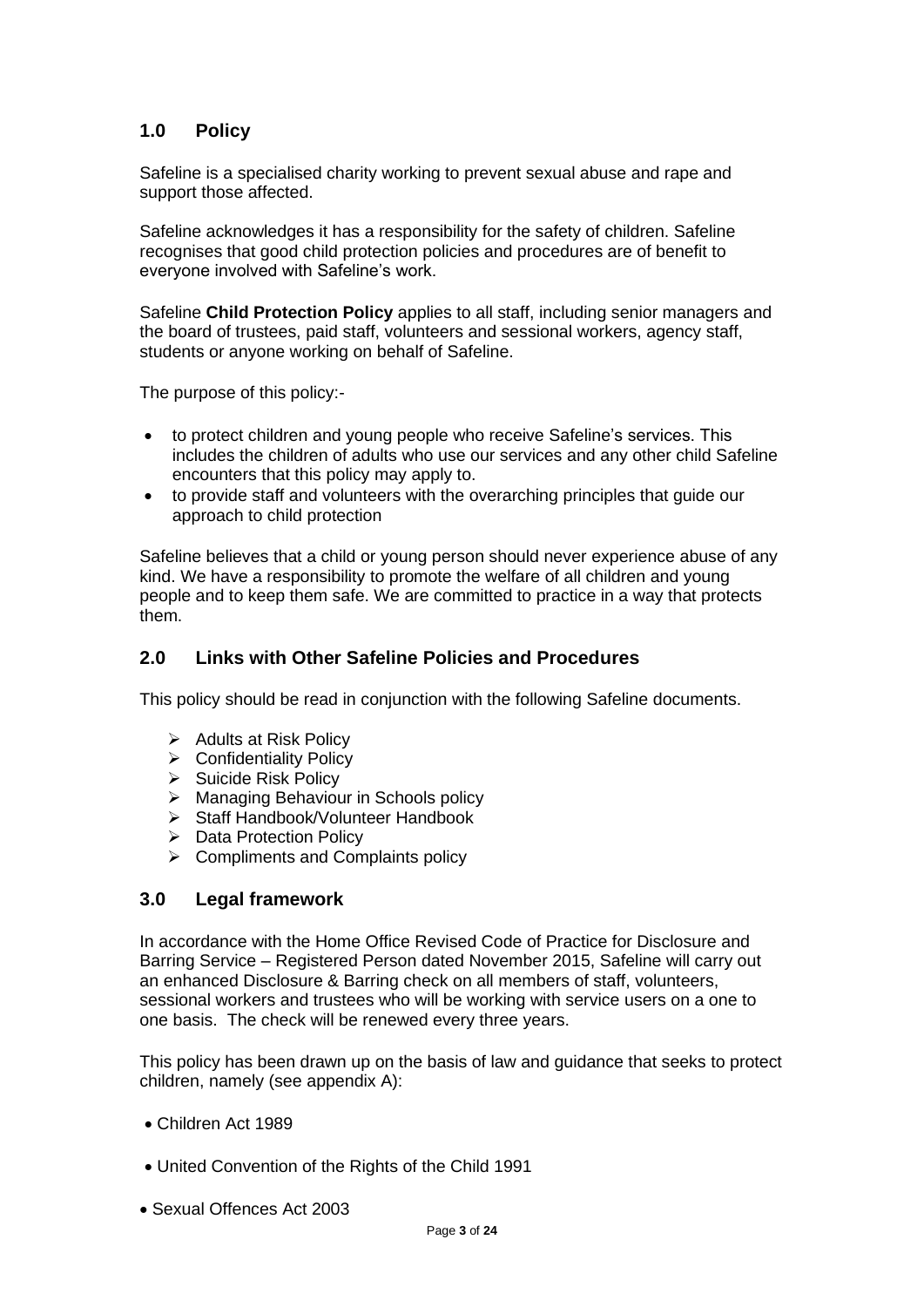## 1.0 Policy

Safeline is a specialised charity working to prevent sexual abuse and rape and support those affected.

Safeline acknowledges it has a responsibility for the safety of children. Safeline recognises that good child protection policies and procedures are of benefit to everyone involved with Safeline's work.

Safeline **Child Protection Policy** applies to all staff, including senior managers and the board of trustees, paid staff, volunteers and sessional workers, agency staff, students or anyone working on behalf of Safeline.

The purpose of this policy:-

- to protect children and young people who receive Safeline's services. This includes the children of adults who use our services and any other child Safeline encounters that this policy may apply to.
- to provide staff and volunteers with the overarching principles that guide our approach to child protection

Safeline believes that a child or young person should never experience abuse of any kind. We have a responsibility to promote the welfare of all children and young people and to keep them safe. We are committed to practice in a way that protects them.

## 2.0 Links with Other Safeline Policies and Procedures

This policy should be read in conjunction with the following Safeline documents.

- Adults at Risk Policy
- Confidentiality Policy
- Suicide Risk Policy
- Managing Behaviour in Schools policy
- Staff Handbook/Volunteer Handbook
- Data Protection Policy
- Compliments and Complaints policy

## 3.0 Legal framework

In accordance with the Home Office Revised Code of Practice for Disclosure and Barring Service – Registered Person dated November 2015, Safeline will carry out an enhanced Disclosure & Barring check on all members of staff, volunteers, sessional workers and trustees who will be working with service users on a one to one basis. The check will be renewed every three years.

This policy has been drawn up on the basis of law and guidance that seeks to protect children, namely (see appendix A):

- Children Act 1989
- United Convention of the Rights of the Child 1991
- Sexual Offences Act 2003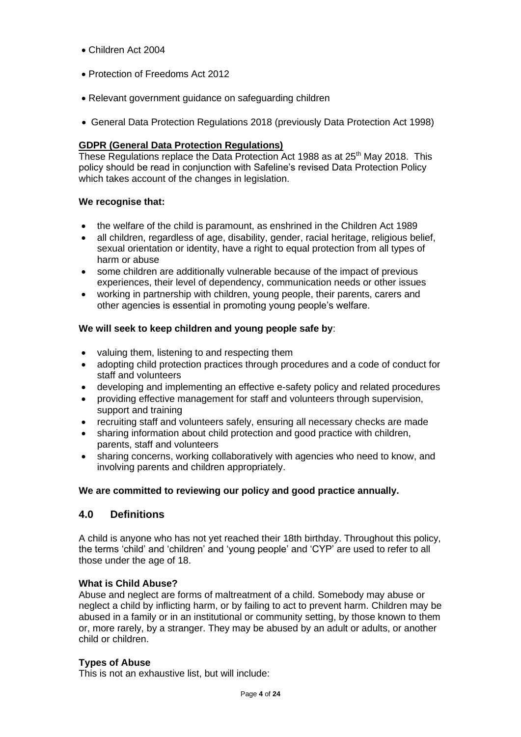- Children Act 2004
- Protection of Freedoms Act 2012
- Relevant government guidance on safeguarding children
- General Data Protection Regulations 2018 (previously Data Protection Act 1998)

**GDPR (General Data Protection Regulations)**

These Regulations replace the Data Protection Act 1988 as at 25th May 2018. This policy should be read in conjunction with Safeline's revised Data Protection Policy which takes account of the changes in legislation.

**We recognise that:**

- the welfare of the child is paramount, as enshrined in the Children Act 1989
- all children, regardless of age, disability, gender, racial heritage, religious belief, sexual orientation or identity, have a right to equal protection from all types of harm or abuse
- some children are additionally vulnerable because of the impact of previous experiences, their level of dependency, communication needs or other issues
- working in partnership with children, young people, their parents, carers and other agencies is essential in promoting young people's welfare.

**We will seek to keep children and young people safe by**:

- valuing them, listening to and respecting them
- adopting child protection practices through procedures and a code of conduct for staff and volunteers
- developing and implementing an effective e-safety policy and related procedures
- providing effective management for staff and volunteers through supervision, support and training
- recruiting staff and volunteers safely, ensuring all necessary checks are made
- sharing information about child protection and good practice with children, parents, staff and volunteers
- sharing concerns, working collaboratively with agencies who need to know, and involving parents and children appropriately.

**We are committed to reviewing our policy and good practice annually.**

## 4.0 Definitions

A child is anyone who has not yet reached their 18th birthday. Throughout this policy, the terms 'child' and 'children' and 'young people' and 'CYP' are used to refer to all those under the age of 18.

**What is Child Abuse?**

Abuse and neglect are forms of maltreatment of a child. Somebody may abuse or neglect a child by inflicting harm, or by failing to act to prevent harm. Children may be abused in a family or in an institutional or community setting, by those known to them or, more rarely, by a stranger. They may be abused by an adult or adults, or another child or children.

**Types of Abuse**

This is not an exhaustive list, but will include: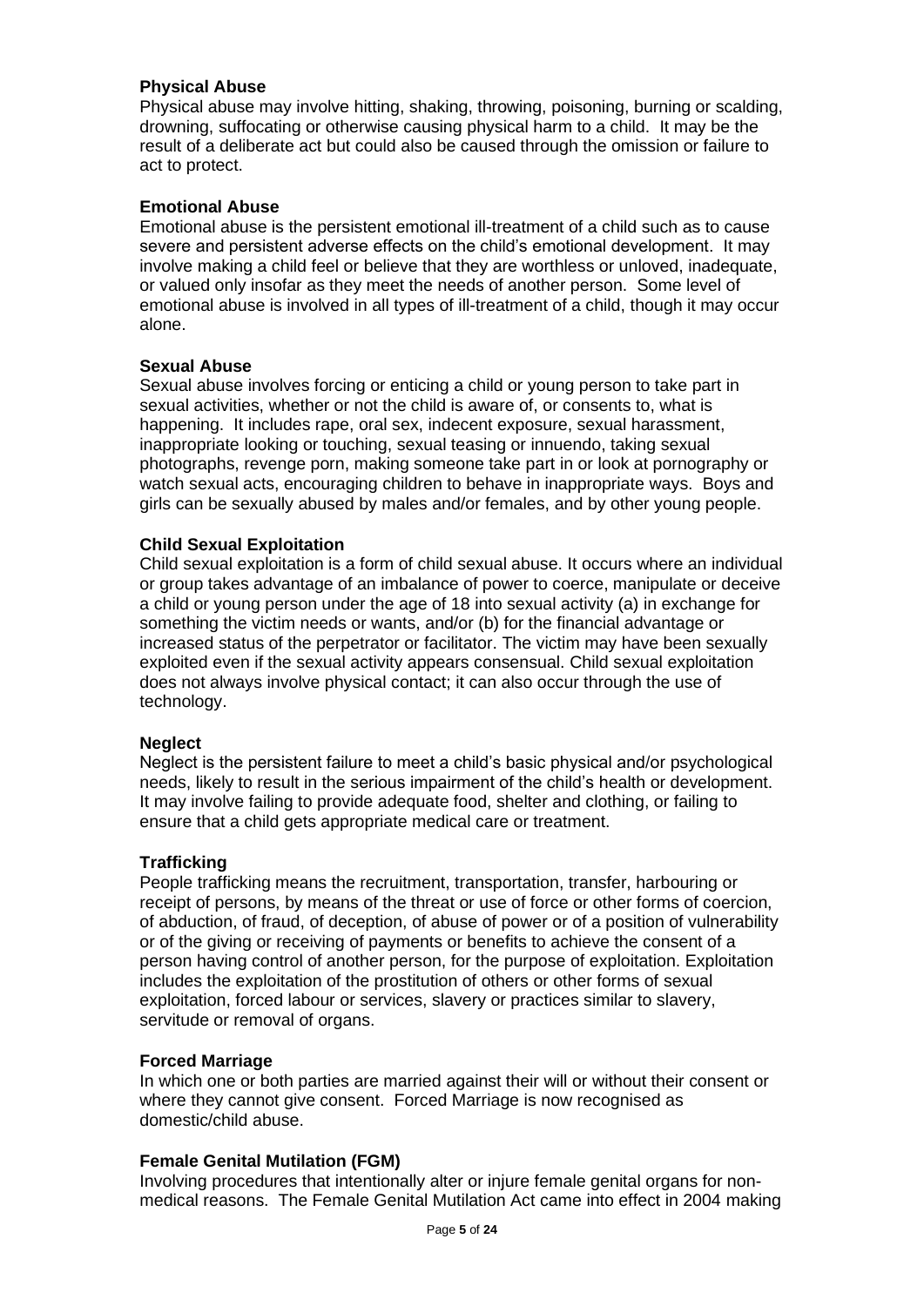**Physical Abuse**

Physical abuse may involve hitting, shaking, throwing, poisoning, burning or scalding, drowning, suffocating or otherwise causing physical harm to a child. It may be the result of a deliberate act but could also be caused through the omission or failure to act to protect.

**Emotional Abuse**

Emotional abuse is the persistent emotional ill-treatment of a child such as to cause severe and persistent adverse effects on the child's emotional development. It may involve making a child feel or believe that they are worthless or unloved, inadequate, or valued only insofar as they meet the needs of another person. Some level of emotional abuse is involved in all types of ill-treatment of a child, though it may occur alone.

**Sexual Abuse**

Sexual abuse involves forcing or enticing a child or young person to take part in sexual activities, whether or not the child is aware of, or consents to, what is happening. It includes rape, oral sex, indecent exposure, sexual harassment, inappropriate looking or touching, sexual teasing or innuendo, taking sexual photographs, revenge porn, making someone take part in or look at pornography or watch sexual acts, encouraging children to behave in inappropriate ways. Boys and girls can be sexually abused by males and/or females, and by other young people.

**Child Sexual Exploitation**

Child sexual exploitation is a form of child sexual abuse. It occurs where an individual or group takes advantage of an imbalance of power to coerce, manipulate or deceive a child or young person under the age of 18 into sexual activity (a) in exchange for something the victim needs or wants, and/or (b) for the financial advantage or increased status of the perpetrator or facilitator. The victim may have been sexually exploited even if the sexual activity appears consensual. Child sexual exploitation does not always involve physical contact; it can also occur through the use of technology.

**Neglect**

Neglect is the persistent failure to meet a child's basic physical and/or psychological needs, likely to result in the serious impairment of the child's health or development. It may involve failing to provide adequate food, shelter and clothing, or failing to ensure that a child gets appropriate medical care or treatment.

**Trafficking**

People trafficking means the recruitment, transportation, transfer, harbouring or receipt of persons, by means of the threat or use of force or other forms of coercion, of abduction, of fraud, of deception, of abuse of power or of a position of vulnerability or of the giving or receiving of payments or benefits to achieve the consent of a person having control of another person, for the purpose of exploitation. Exploitation includes the exploitation of the prostitution of others or other forms of sexual exploitation, forced labour or services, slavery or practices similar to slavery, servitude or removal of organs.

**Forced Marriage**

In which one or both parties are married against their will or without their consent or where they cannot give consent. Forced Marriage is now recognised as domestic/child abuse.

**Female Genital Mutilation (FGM)**

Involving procedures that intentionally alter or injure female genital organs for non-medical reasons. The Female Genital Mutilation Act came into effect in 2004 making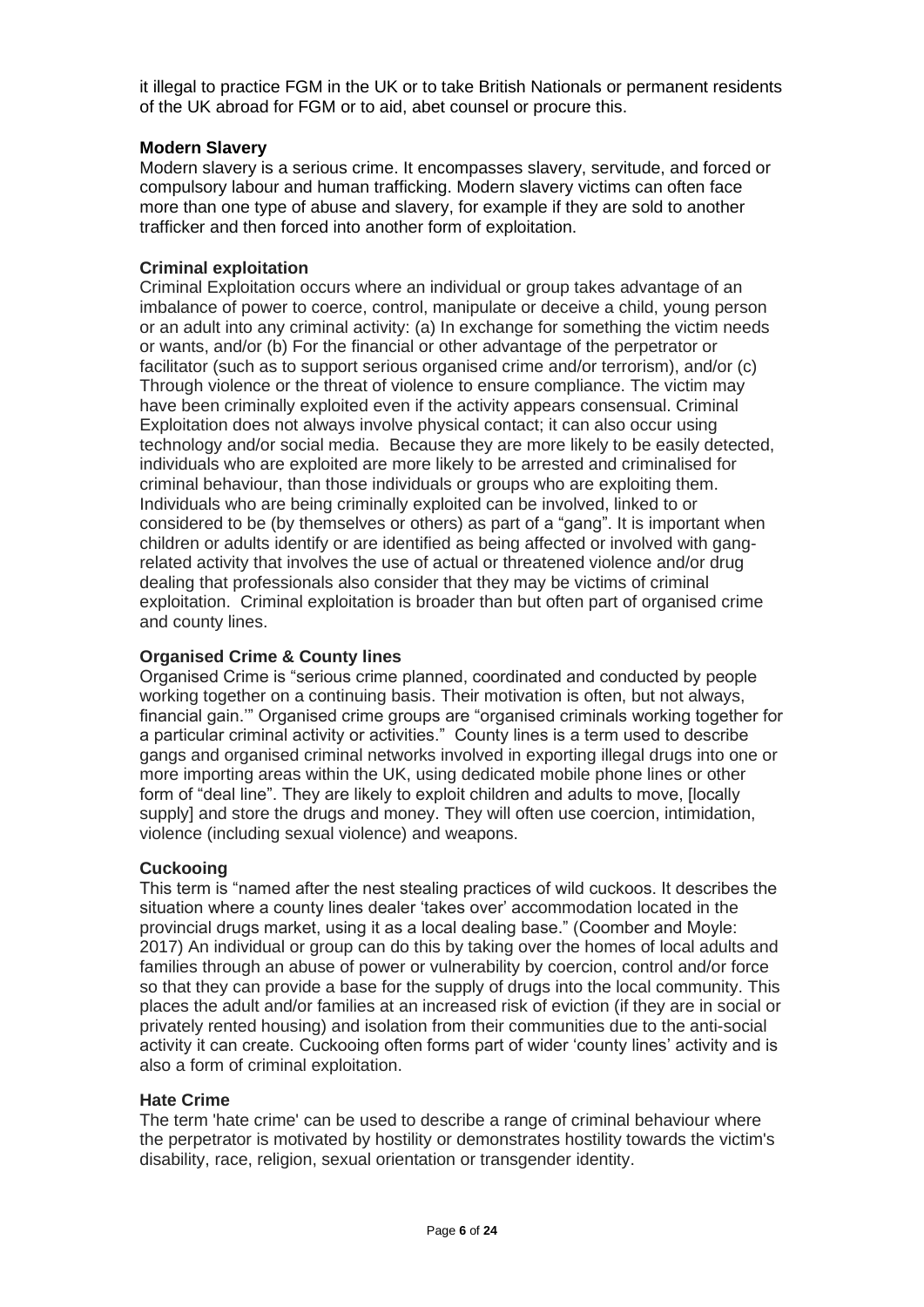it illegal to practice FGM in the UK or to take British Nationals or permanent residents of the UK abroad for FGM or to aid, abet counsel or procure this.

**Modern Slavery**

Modern slavery is a serious crime. It encompasses slavery, servitude, and forced or compulsory labour and human trafficking. Modern slavery victims can often face more than one type of abuse and slavery, for example if they are sold to another trafficker and then forced into another form of exploitation.

**Criminal exploitation**

Criminal Exploitation occurs where an individual or group takes advantage of an imbalance of power to coerce, control, manipulate or deceive a child, young person or an adult into any criminal activity: (a) In exchange for something the victim needs or wants, and/or (b) For the financial or other advantage of the perpetrator or facilitator (such as to support serious organised crime and/or terrorism), and/or (c) Through violence or the threat of violence to ensure compliance. The victim may have been criminally exploited even if the activity appears consensual. Criminal Exploitation does not always involve physical contact; it can also occur using technology and/or social media. Because they are more likely to be easily detected, individuals who are exploited are more likely to be arrested and criminalised for criminal behaviour, than those individuals or groups who are exploiting them. Individuals who are being criminally exploited can be involved, linked to or considered to be (by themselves or others) as part of a "gang". It is important when children or adults identify or are identified as being affected or involved with gang-related activity that involves the use of actual or threatened violence and/or drug dealing that professionals also consider that they may be victims of criminal exploitation. Criminal exploitation is broader than but often part of organised crime and county lines.

**Organised Crime & County lines**

Organised Crime is "serious crime planned, coordinated and conducted by people working together on a continuing basis. Their motivation is often, but not always, financial gain.'" Organised crime groups are "organised criminals working together for a particular criminal activity or activities." County lines is a term used to describe gangs and organised criminal networks involved in exporting illegal drugs into one or more importing areas within the UK, using dedicated mobile phone lines or other form of "deal line". They are likely to exploit children and adults to move, [locally supply] and store the drugs and money. They will often use coercion, intimidation, violence (including sexual violence) and weapons.

**Cuckooing**

This term is "named after the nest stealing practices of wild cuckoos. It describes the situation where a county lines dealer 'takes over' accommodation located in the provincial drugs market, using it as a local dealing base." (Coomber and Moyle: 2017) An individual or group can do this by taking over the homes of local adults and families through an abuse of power or vulnerability by coercion, control and/or force so that they can provide a base for the supply of drugs into the local community. This places the adult and/or families at an increased risk of eviction (if they are in social or privately rented housing) and isolation from their communities due to the anti-social activity it can create. Cuckooing often forms part of wider 'county lines' activity and is also a form of criminal exploitation.

**Hate Crime**

The term 'hate crime' can be used to describe a range of criminal behaviour where the perpetrator is motivated by hostility or demonstrates hostility towards the victim's disability, race, religion, sexual orientation or transgender identity.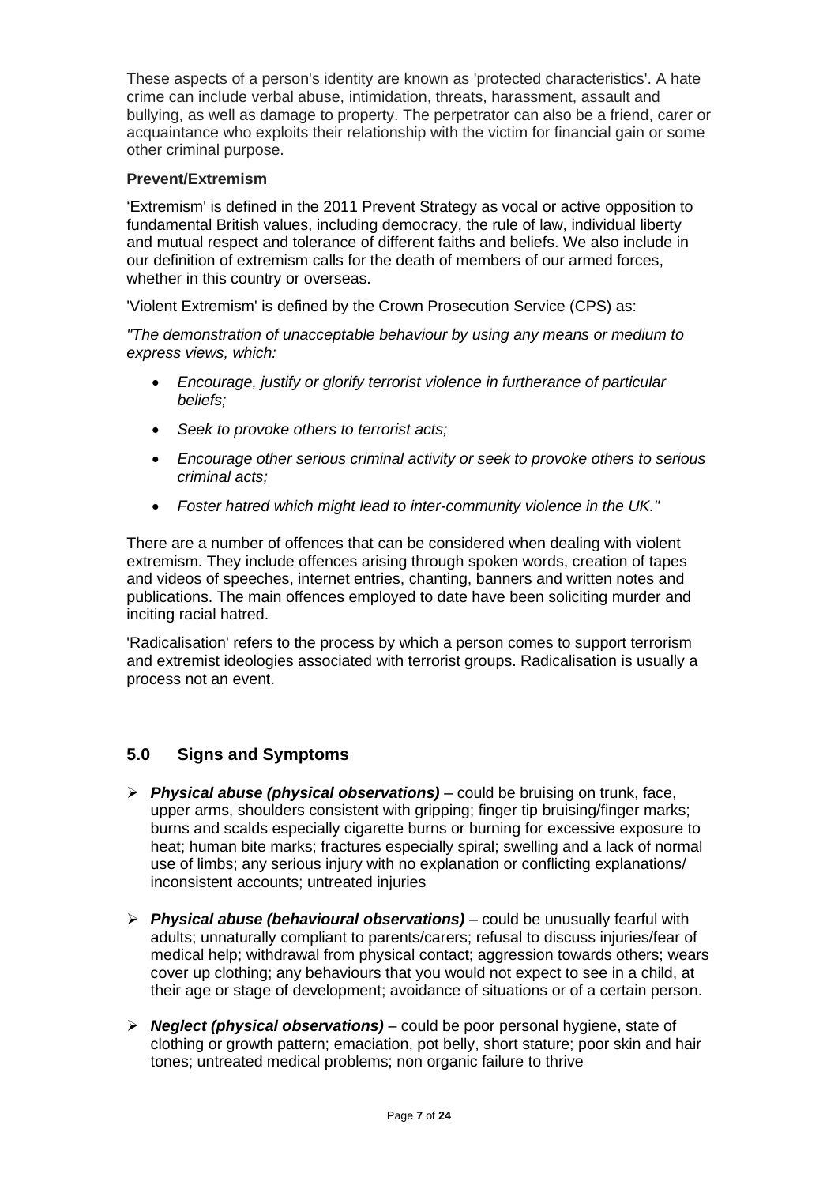These aspects of a person's identity are known as 'protected characteristics'. A hate crime can include verbal abuse, intimidation, threats, harassment, assault and bullying, as well as damage to property. The perpetrator can also be a friend, carer or acquaintance who exploits their relationship with the victim for financial gain or some other criminal purpose.

**Prevent/Extremism**

'Extremism' is defined in the 2011 Prevent Strategy as vocal or active opposition to fundamental British values, including democracy, the rule of law, individual liberty and mutual respect and tolerance of different faiths and beliefs. We also include in our definition of extremism calls for the death of members of our armed forces, whether in this country or overseas.

'Violent Extremism' is defined by the Crown Prosecution Service (CPS) as:

*"The demonstration of unacceptable behaviour by using any means or medium to express views, which:*

- *Encourage, justify or glorify terrorist violence in furtherance of particular beliefs;*
- *Seek to provoke others to terrorist acts;*
- *Encourage other serious criminal activity or seek to provoke others to serious criminal acts;*
- *Foster hatred which might lead to inter-community violence in the UK."*

There are a number of offences that can be considered when dealing with violent extremism. They include offences arising through spoken words, creation of tapes and videos of speeches, internet entries, chanting, banners and written notes and publications. The main offences employed to date have been soliciting murder and inciting racial hatred.

'Radicalisation' refers to the process by which a person comes to support terrorism and extremist ideologies associated with terrorist groups. Radicalisation is usually a process not an event.

## 5.0 Signs and Symptoms

- ***Physical abuse (physical observations)*** – could be bruising on trunk, face, upper arms, shoulders consistent with gripping; finger tip bruising/finger marks; burns and scalds especially cigarette burns or burning for excessive exposure to heat; human bite marks; fractures especially spiral; swelling and a lack of normal use of limbs; any serious injury with no explanation or conflicting explanations/ inconsistent accounts; untreated injuries
- ***Physical abuse (behavioural observations)*** – could be unusually fearful with adults; unnaturally compliant to parents/carers; refusal to discuss injuries/fear of medical help; withdrawal from physical contact; aggression towards others; wears cover up clothing; any behaviours that you would not expect to see in a child, at their age or stage of development; avoidance of situations or of a certain person.
- ***Neglect (physical observations)*** – could be poor personal hygiene, state of clothing or growth pattern; emaciation, pot belly, short stature; poor skin and hair tones; untreated medical problems; non organic failure to thrive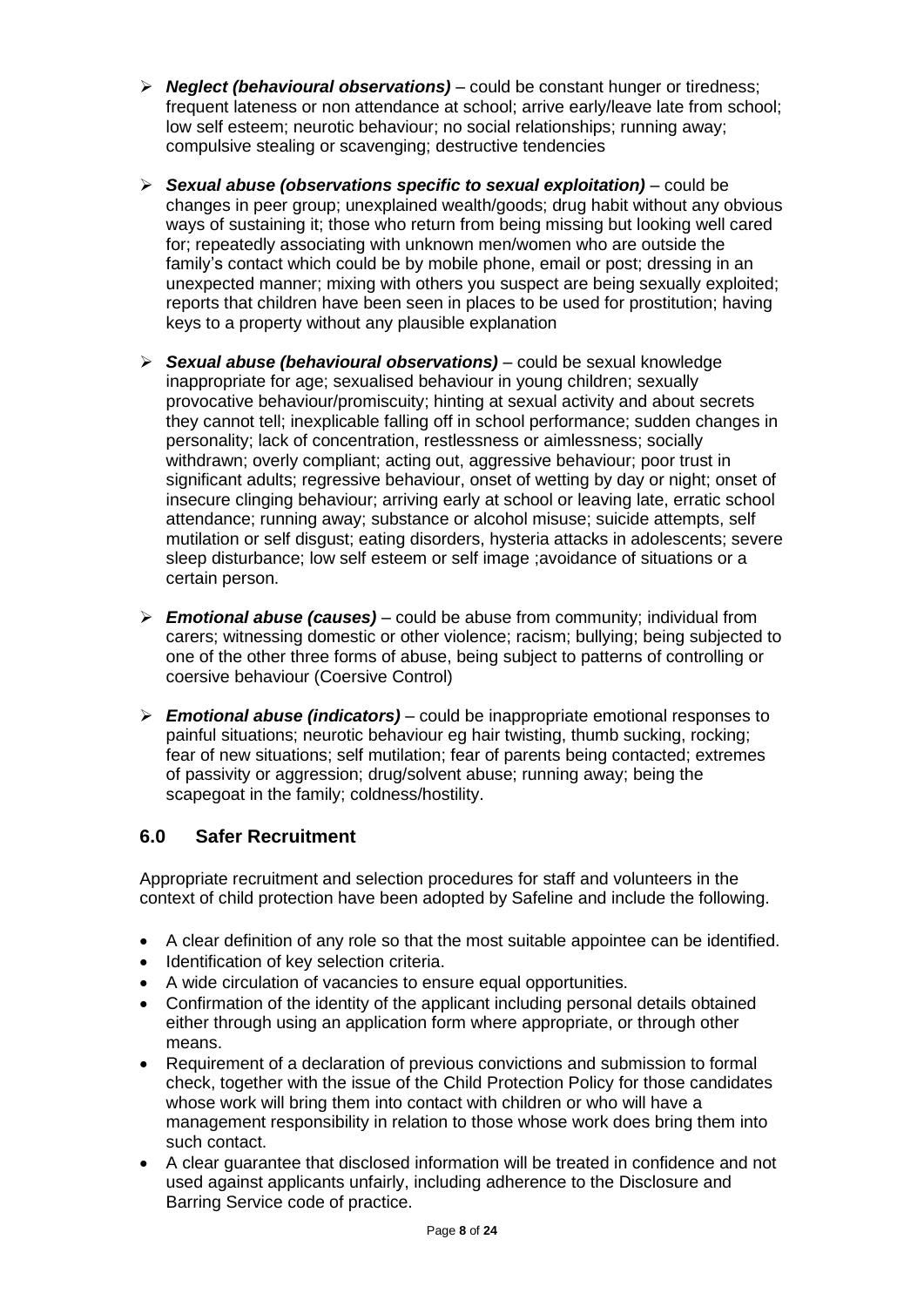- ***Neglect (behavioural observations)*** – could be constant hunger or tiredness; frequent lateness or non attendance at school; arrive early/leave late from school; low self esteem; neurotic behaviour; no social relationships; running away; compulsive stealing or scavenging; destructive tendencies

- ***Sexual abuse (observations specific to sexual exploitation)*** – could be changes in peer group; unexplained wealth/goods; drug habit without any obvious ways of sustaining it; those who return from being missing but looking well cared for; repeatedly associating with unknown men/women who are outside the family's contact which could be by mobile phone, email or post; dressing in an unexpected manner; mixing with others you suspect are being sexually exploited; reports that children have been seen in places to be used for prostitution; having keys to a property without any plausible explanation

- ***Sexual abuse (behavioural observations)*** – could be sexual knowledge inappropriate for age; sexualised behaviour in young children; sexually provocative behaviour/promiscuity; hinting at sexual activity and about secrets they cannot tell; inexplicable falling off in school performance; sudden changes in personality; lack of concentration, restlessness or aimlessness; socially withdrawn; overly compliant; acting out, aggressive behaviour; poor trust in significant adults; regressive behaviour, onset of wetting by day or night; onset of insecure clinging behaviour; arriving early at school or leaving late, erratic school attendance; running away; substance or alcohol misuse; suicide attempts, self mutilation or self disgust; eating disorders, hysteria attacks in adolescents; severe sleep disturbance; low self esteem or self image ;avoidance of situations or a certain person.

- ***Emotional abuse (causes)*** – could be abuse from community; individual from carers; witnessing domestic or other violence; racism; bullying; being subjected to one of the other three forms of abuse, being subject to patterns of controlling or coersive behaviour (Coersive Control)

- ***Emotional abuse (indicators)*** – could be inappropriate emotional responses to painful situations; neurotic behaviour eg hair twisting, thumb sucking, rocking; fear of new situations; self mutilation; fear of parents being contacted; extremes of passivity or aggression; drug/solvent abuse; running away; being the scapegoat in the family; coldness/hostility.

## 6.0 Safer Recruitment

Appropriate recruitment and selection procedures for staff and volunteers in the context of child protection have been adopted by Safeline and include the following.

- A clear definition of any role so that the most suitable appointee can be identified.
- Identification of key selection criteria.
- A wide circulation of vacancies to ensure equal opportunities.
- Confirmation of the identity of the applicant including personal details obtained either through using an application form where appropriate, or through other means.
- Requirement of a declaration of previous convictions and submission to formal check, together with the issue of the Child Protection Policy for those candidates whose work will bring them into contact with children or who will have a management responsibility in relation to those whose work does bring them into such contact.
- A clear guarantee that disclosed information will be treated in confidence and not used against applicants unfairly, including adherence to the Disclosure and Barring Service code of practice.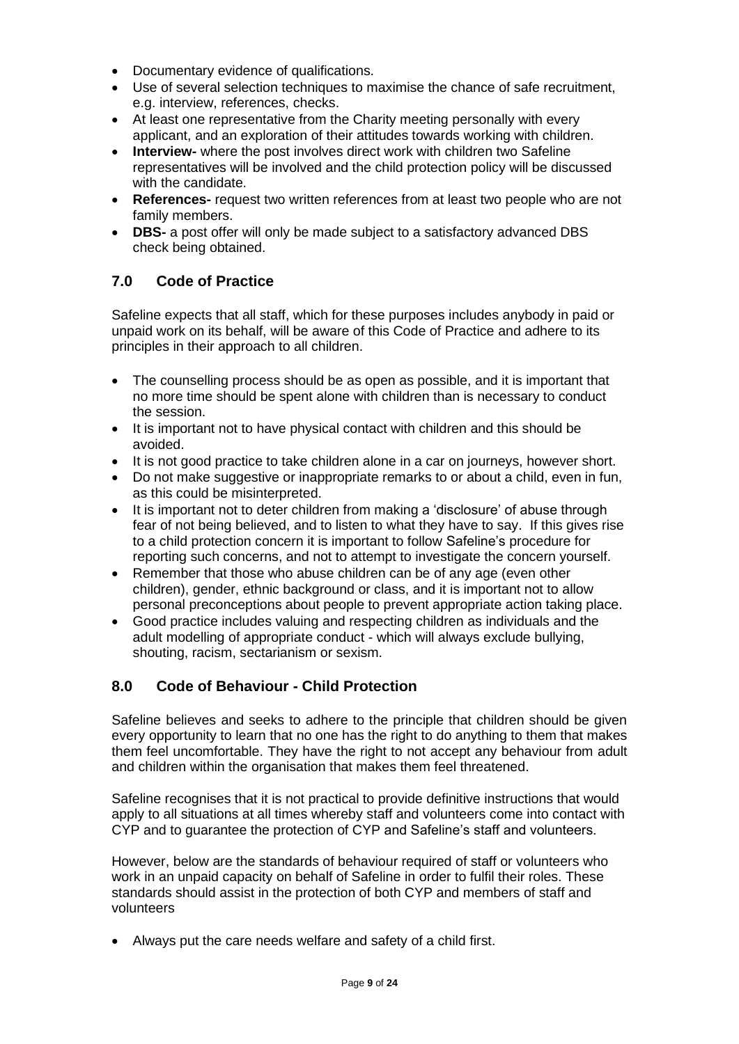- Documentary evidence of qualifications.
- Use of several selection techniques to maximise the chance of safe recruitment, e.g. interview, references, checks.
- At least one representative from the Charity meeting personally with every applicant, and an exploration of their attitudes towards working with children.
- **Interview-** where the post involves direct work with children two Safeline representatives will be involved and the child protection policy will be discussed with the candidate.
- **References-** request two written references from at least two people who are not family members.
- **DBS-** a post offer will only be made subject to a satisfactory advanced DBS check being obtained.

## 7.0 Code of Practice

Safeline expects that all staff, which for these purposes includes anybody in paid or unpaid work on its behalf, will be aware of this Code of Practice and adhere to its principles in their approach to all children.

- The counselling process should be as open as possible, and it is important that no more time should be spent alone with children than is necessary to conduct the session.
- It is important not to have physical contact with children and this should be avoided.
- It is not good practice to take children alone in a car on journeys, however short.
- Do not make suggestive or inappropriate remarks to or about a child, even in fun, as this could be misinterpreted.
- It is important not to deter children from making a 'disclosure' of abuse through fear of not being believed, and to listen to what they have to say. If this gives rise to a child protection concern it is important to follow Safeline's procedure for reporting such concerns, and not to attempt to investigate the concern yourself.
- Remember that those who abuse children can be of any age (even other children), gender, ethnic background or class, and it is important not to allow personal preconceptions about people to prevent appropriate action taking place.
- Good practice includes valuing and respecting children as individuals and the adult modelling of appropriate conduct - which will always exclude bullying, shouting, racism, sectarianism or sexism.

## 8.0 Code of Behaviour - Child Protection

Safeline believes and seeks to adhere to the principle that children should be given every opportunity to learn that no one has the right to do anything to them that makes them feel uncomfortable. They have the right to not accept any behaviour from adult and children within the organisation that makes them feel threatened.

Safeline recognises that it is not practical to provide definitive instructions that would apply to all situations at all times whereby staff and volunteers come into contact with CYP and to guarantee the protection of CYP and Safeline's staff and volunteers.

However, below are the standards of behaviour required of staff or volunteers who work in an unpaid capacity on behalf of Safeline in order to fulfil their roles. These standards should assist in the protection of both CYP and members of staff and volunteers

- Always put the care needs welfare and safety of a child first.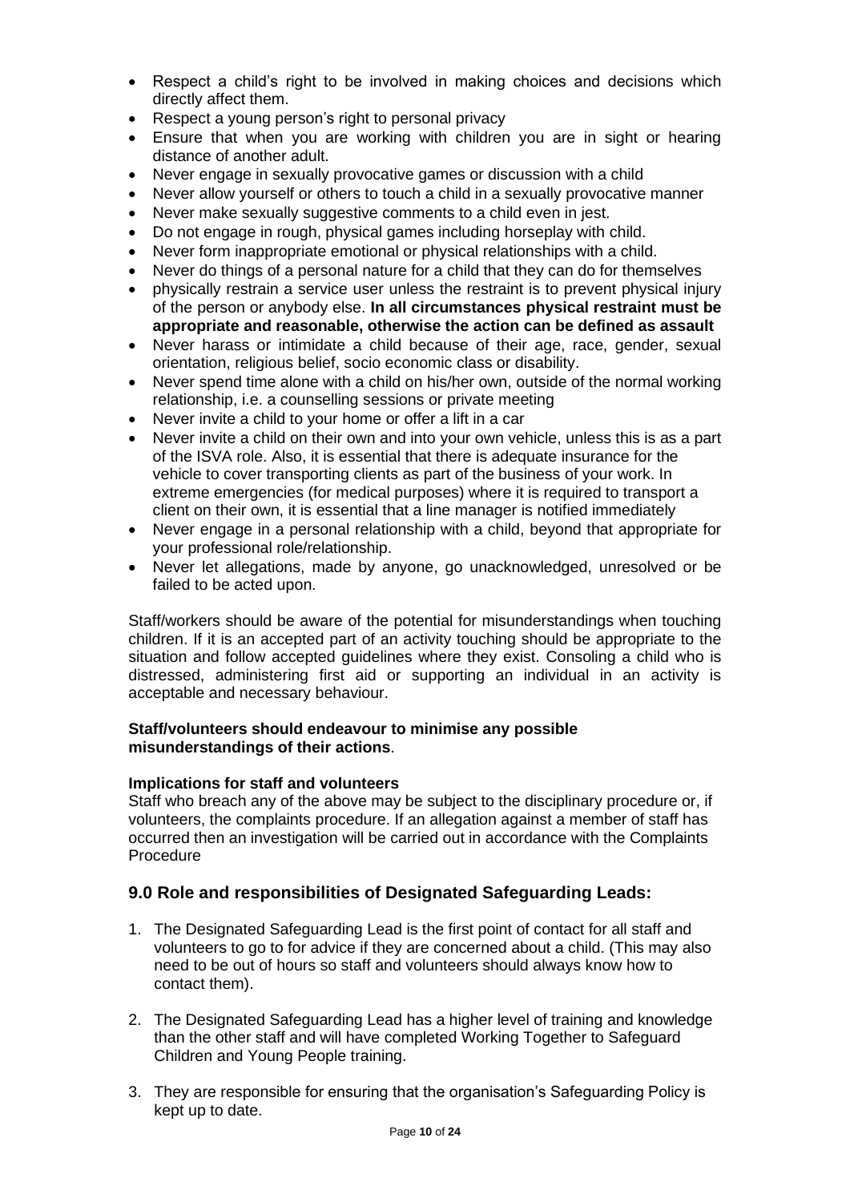- Respect a child's right to be involved in making choices and decisions which directly affect them.
- Respect a young person's right to personal privacy
- Ensure that when you are working with children you are in sight or hearing distance of another adult.
- Never engage in sexually provocative games or discussion with a child
- Never allow yourself or others to touch a child in a sexually provocative manner
- Never make sexually suggestive comments to a child even in jest.
- Do not engage in rough, physical games including horseplay with child.
- Never form inappropriate emotional or physical relationships with a child.
- Never do things of a personal nature for a child that they can do for themselves
- physically restrain a service user unless the restraint is to prevent physical injury of the person or anybody else. **In all circumstances physical restraint must be appropriate and reasonable, otherwise the action can be defined as assault**
- Never harass or intimidate a child because of their age, race, gender, sexual orientation, religious belief, socio economic class or disability.
- Never spend time alone with a child on his/her own, outside of the normal working relationship, i.e. a counselling sessions or private meeting
- Never invite a child to your home or offer a lift in a car
- Never invite a child on their own and into your own vehicle, unless this is as a part of the ISVA role. Also, it is essential that there is adequate insurance for the vehicle to cover transporting clients as part of the business of your work. In extreme emergencies (for medical purposes) where it is required to transport a client on their own, it is essential that a line manager is notified immediately
- Never engage in a personal relationship with a child, beyond that appropriate for your professional role/relationship.
- Never let allegations, made by anyone, go unacknowledged, unresolved or be failed to be acted upon.

Staff/workers should be aware of the potential for misunderstandings when touching children. If it is an accepted part of an activity touching should be appropriate to the situation and follow accepted guidelines where they exist. Consoling a child who is distressed, administering first aid or supporting an individual in an activity is acceptable and necessary behaviour.

**Staff/volunteers should endeavour to minimise any possible misunderstandings of their actions**.

**Implications for staff and volunteers**

Staff who breach any of the above may be subject to the disciplinary procedure or, if volunteers, the complaints procedure. If an allegation against a member of staff has occurred then an investigation will be carried out in accordance with the Complaints Procedure

## 9.0 Role and responsibilities of Designated Safeguarding Leads:

1. The Designated Safeguarding Lead is the first point of contact for all staff and volunteers to go to for advice if they are concerned about a child. (This may also need to be out of hours so staff and volunteers should always know how to contact them).

2. The Designated Safeguarding Lead has a higher level of training and knowledge than the other staff and will have completed Working Together to Safeguard Children and Young People training.

3. They are responsible for ensuring that the organisation's Safeguarding Policy is kept up to date.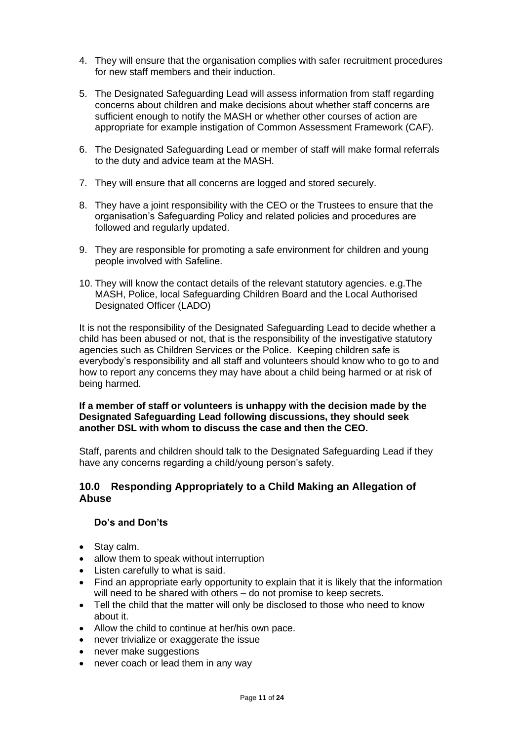4. They will ensure that the organisation complies with safer recruitment procedures for new staff members and their induction.
5. The Designated Safeguarding Lead will assess information from staff regarding concerns about children and make decisions about whether staff concerns are sufficient enough to notify the MASH or whether other courses of action are appropriate for example instigation of Common Assessment Framework (CAF).
6. The Designated Safeguarding Lead or member of staff will make formal referrals to the duty and advice team at the MASH.
7. They will ensure that all concerns are logged and stored securely.
8. They have a joint responsibility with the CEO or the Trustees to ensure that the organisation's Safeguarding Policy and related policies and procedures are followed and regularly updated.
9. They are responsible for promoting a safe environment for children and young people involved with Safeline.
10. They will know the contact details of the relevant statutory agencies. e.g.The MASH, Police, local Safeguarding Children Board and the Local Authorised Designated Officer (LADO)

It is not the responsibility of the Designated Safeguarding Lead to decide whether a child has been abused or not, that is the responsibility of the investigative statutory agencies such as Children Services or the Police. Keeping children safe is everybody's responsibility and all staff and volunteers should know who to go to and how to report any concerns they may have about a child being harmed or at risk of being harmed.

**If a member of staff or volunteers is unhappy with the decision made by the Designated Safeguarding Lead following discussions, they should seek another DSL with whom to discuss the case and then the CEO.**

Staff, parents and children should talk to the Designated Safeguarding Lead if they have any concerns regarding a child/young person's safety.

## 10.0 Responding Appropriately to a Child Making an Allegation of Abuse

### Do's and Don'ts

- Stay calm.
- allow them to speak without interruption
- Listen carefully to what is said.
- Find an appropriate early opportunity to explain that it is likely that the information will need to be shared with others – do not promise to keep secrets.
- Tell the child that the matter will only be disclosed to those who need to know about it.
- Allow the child to continue at her/his own pace.
- never trivialize or exaggerate the issue
- never make suggestions
- never coach or lead them in any way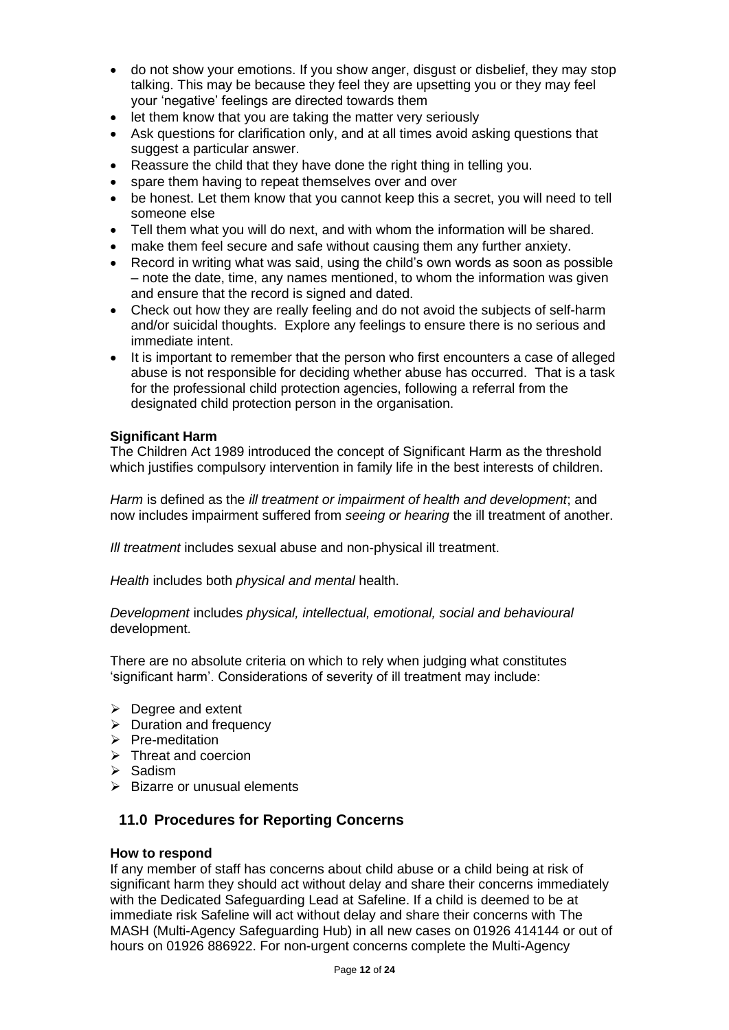- do not show your emotions. If you show anger, disgust or disbelief, they may stop talking. This may be because they feel they are upsetting you or they may feel your 'negative' feelings are directed towards them
- let them know that you are taking the matter very seriously
- Ask questions for clarification only, and at all times avoid asking questions that suggest a particular answer.
- Reassure the child that they have done the right thing in telling you.
- spare them having to repeat themselves over and over
- be honest. Let them know that you cannot keep this a secret, you will need to tell someone else
- Tell them what you will do next, and with whom the information will be shared.
- make them feel secure and safe without causing them any further anxiety.
- Record in writing what was said, using the child's own words as soon as possible – note the date, time, any names mentioned, to whom the information was given and ensure that the record is signed and dated.
- Check out how they are really feeling and do not avoid the subjects of self-harm and/or suicidal thoughts. Explore any feelings to ensure there is no serious and immediate intent.
- It is important to remember that the person who first encounters a case of alleged abuse is not responsible for deciding whether abuse has occurred. That is a task for the professional child protection agencies, following a referral from the designated child protection person in the organisation.

**Significant Harm**

The Children Act 1989 introduced the concept of Significant Harm as the threshold which justifies compulsory intervention in family life in the best interests of children.

*Harm* is defined as the *ill treatment or impairment of health and development*; and now includes impairment suffered from *seeing or hearing* the ill treatment of another.

*Ill treatment* includes sexual abuse and non-physical ill treatment.

*Health* includes both *physical and mental* health.

*Development* includes *physical, intellectual, emotional, social and behavioural* development.

There are no absolute criteria on which to rely when judging what constitutes 'significant harm'. Considerations of severity of ill treatment may include:

- Degree and extent
- Duration and frequency
- Pre-meditation
- Threat and coercion
- Sadism
- Bizarre or unusual elements

## 11.0 Procedures for Reporting Concerns

**How to respond**

If any member of staff has concerns about child abuse or a child being at risk of significant harm they should act without delay and share their concerns immediately with the Dedicated Safeguarding Lead at Safeline. If a child is deemed to be at immediate risk Safeline will act without delay and share their concerns with The MASH (Multi-Agency Safeguarding Hub) in all new cases on 01926 414144 or out of hours on 01926 886922. For non-urgent concerns complete the Multi-Agency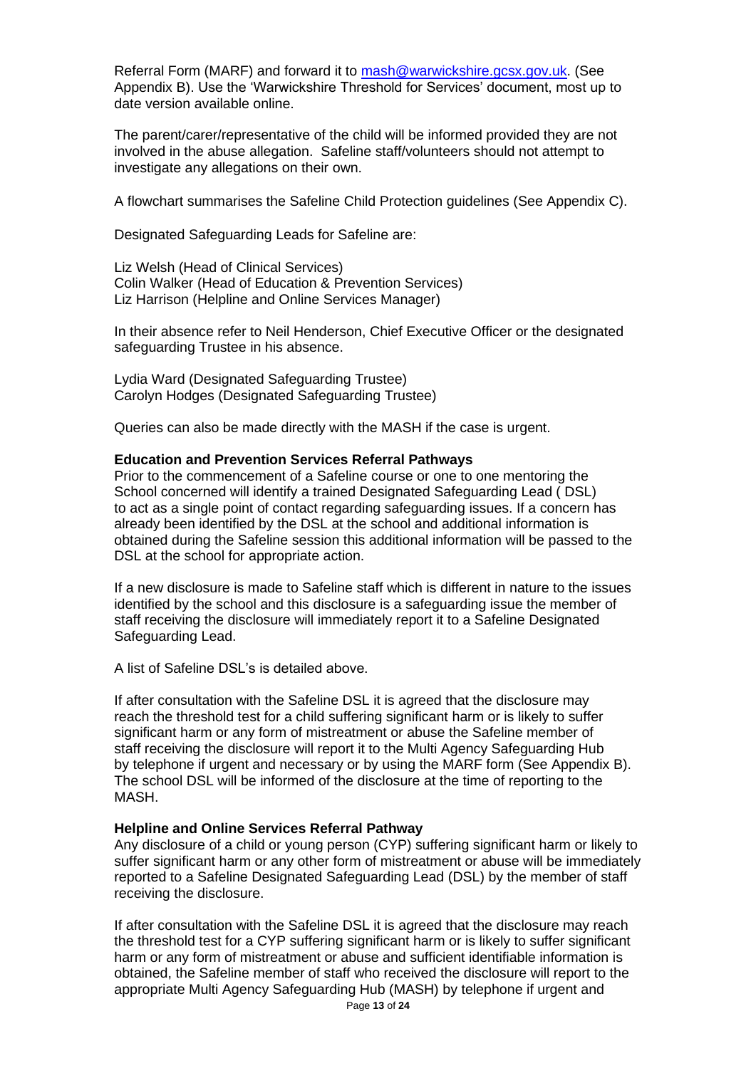Referral Form (MARF) and forward it to mash@warwickshire.gcsx.gov.uk. (See Appendix B). Use the 'Warwickshire Threshold for Services' document, most up to date version available online.

The parent/carer/representative of the child will be informed provided they are not involved in the abuse allegation. Safeline staff/volunteers should not attempt to investigate any allegations on their own.

A flowchart summarises the Safeline Child Protection guidelines (See Appendix C).

Designated Safeguarding Leads for Safeline are:

Liz Welsh (Head of Clinical Services)
Colin Walker (Head of Education & Prevention Services)
Liz Harrison (Helpline and Online Services Manager)

In their absence refer to Neil Henderson, Chief Executive Officer or the designated safeguarding Trustee in his absence.

Lydia Ward (Designated Safeguarding Trustee)
Carolyn Hodges (Designated Safeguarding Trustee)

Queries can also be made directly with the MASH if the case is urgent.

**Education and Prevention Services Referral Pathways**

Prior to the commencement of a Safeline course or one to one mentoring the School concerned will identify a trained Designated Safeguarding Lead ( DSL) to act as a single point of contact regarding safeguarding issues. If a concern has already been identified by the DSL at the school and additional information is obtained during the Safeline session this additional information will be passed to the DSL at the school for appropriate action.

If a new disclosure is made to Safeline staff which is different in nature to the issues identified by the school and this disclosure is a safeguarding issue the member of staff receiving the disclosure will immediately report it to a Safeline Designated Safeguarding Lead.

A list of Safeline DSL's is detailed above.

If after consultation with the Safeline DSL it is agreed that the disclosure may reach the threshold test for a child suffering significant harm or is likely to suffer significant harm or any form of mistreatment or abuse the Safeline member of staff receiving the disclosure will report it to the Multi Agency Safeguarding Hub by telephone if urgent and necessary or by using the MARF form (See Appendix B). The school DSL will be informed of the disclosure at the time of reporting to the MASH.

**Helpline and Online Services Referral Pathway**

Any disclosure of a child or young person (CYP) suffering significant harm or likely to suffer significant harm or any other form of mistreatment or abuse will be immediately reported to a Safeline Designated Safeguarding Lead (DSL) by the member of staff receiving the disclosure.

If after consultation with the Safeline DSL it is agreed that the disclosure may reach the threshold test for a CYP suffering significant harm or is likely to suffer significant harm or any form of mistreatment or abuse and sufficient identifiable information is obtained, the Safeline member of staff who received the disclosure will report to the appropriate Multi Agency Safeguarding Hub (MASH) by telephone if urgent and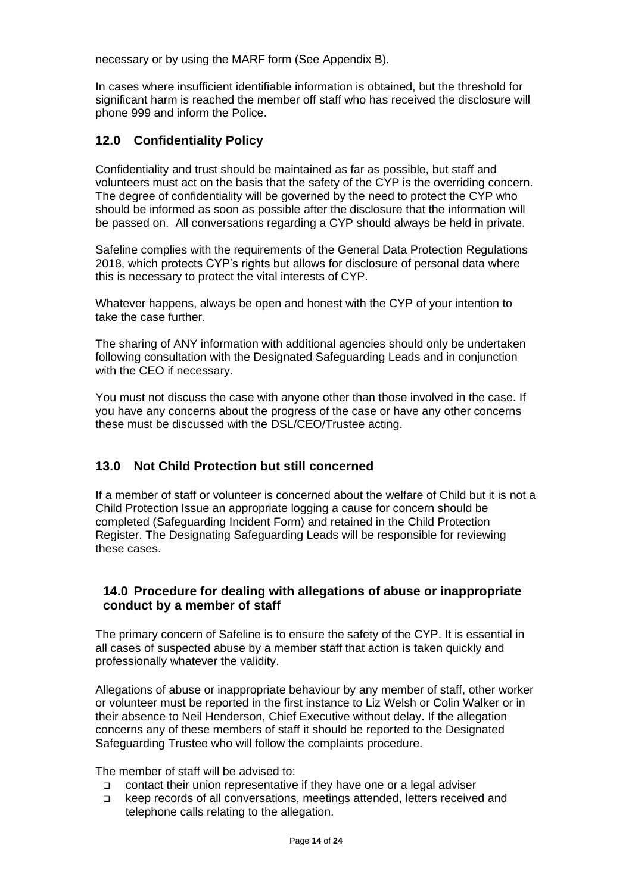necessary or by using the MARF form (See Appendix B).

In cases where insufficient identifiable information is obtained, but the threshold for significant harm is reached the member off staff who has received the disclosure will phone 999 and inform the Police.

## 12.0 Confidentiality Policy

Confidentiality and trust should be maintained as far as possible, but staff and volunteers must act on the basis that the safety of the CYP is the overriding concern. The degree of confidentiality will be governed by the need to protect the CYP who should be informed as soon as possible after the disclosure that the information will be passed on. All conversations regarding a CYP should always be held in private.

Safeline complies with the requirements of the General Data Protection Regulations 2018, which protects CYP's rights but allows for disclosure of personal data where this is necessary to protect the vital interests of CYP.

Whatever happens, always be open and honest with the CYP of your intention to take the case further.

The sharing of ANY information with additional agencies should only be undertaken following consultation with the Designated Safeguarding Leads and in conjunction with the CEO if necessary.

You must not discuss the case with anyone other than those involved in the case. If you have any concerns about the progress of the case or have any other concerns these must be discussed with the DSL/CEO/Trustee acting.

## 13.0 Not Child Protection but still concerned

If a member of staff or volunteer is concerned about the welfare of Child but it is not a Child Protection Issue an appropriate logging a cause for concern should be completed (Safeguarding Incident Form) and retained in the Child Protection Register. The Designating Safeguarding Leads will be responsible for reviewing these cases.

## 14.0 Procedure for dealing with allegations of abuse or inappropriate conduct by a member of staff

The primary concern of Safeline is to ensure the safety of the CYP. It is essential in all cases of suspected abuse by a member staff that action is taken quickly and professionally whatever the validity.

Allegations of abuse or inappropriate behaviour by any member of staff, other worker or volunteer must be reported in the first instance to Liz Welsh or Colin Walker or in their absence to Neil Henderson, Chief Executive without delay. If the allegation concerns any of these members of staff it should be reported to the Designated Safeguarding Trustee who will follow the complaints procedure.

The member of staff will be advised to:

- contact their union representative if they have one or a legal adviser
- keep records of all conversations, meetings attended, letters received and telephone calls relating to the allegation.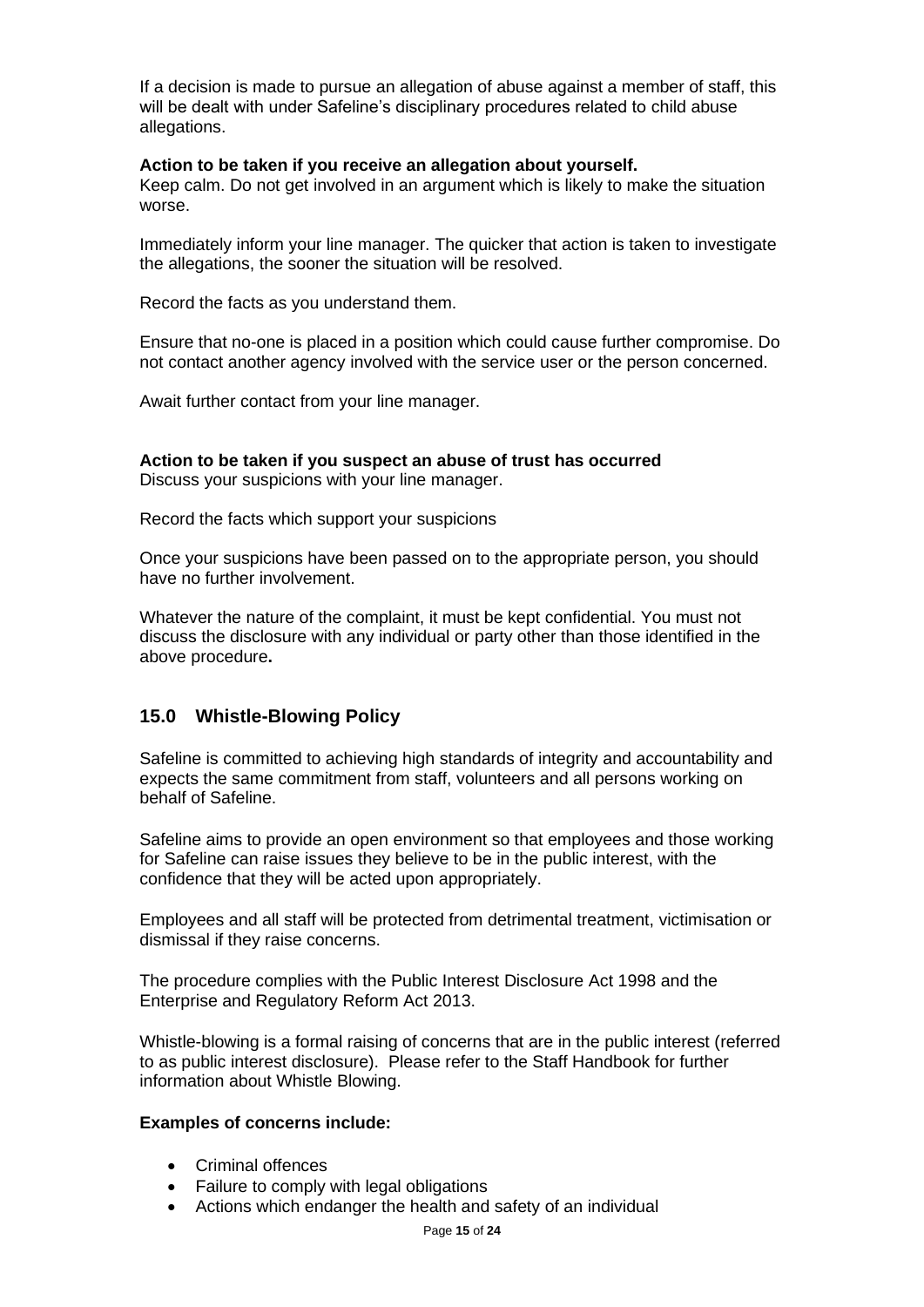If a decision is made to pursue an allegation of abuse against a member of staff, this will be dealt with under Safeline's disciplinary procedures related to child abuse allegations.

**Action to be taken if you receive an allegation about yourself.**

Keep calm. Do not get involved in an argument which is likely to make the situation worse.

Immediately inform your line manager. The quicker that action is taken to investigate the allegations, the sooner the situation will be resolved.

Record the facts as you understand them.

Ensure that no-one is placed in a position which could cause further compromise. Do not contact another agency involved with the service user or the person concerned.

Await further contact from your line manager.

**Action to be taken if you suspect an abuse of trust has occurred**

Discuss your suspicions with your line manager.

Record the facts which support your suspicions

Once your suspicions have been passed on to the appropriate person, you should have no further involvement.

Whatever the nature of the complaint, it must be kept confidential. You must not discuss the disclosure with any individual or party other than those identified in the above procedure**.**

## 15.0 Whistle-Blowing Policy

Safeline is committed to achieving high standards of integrity and accountability and expects the same commitment from staff, volunteers and all persons working on behalf of Safeline.

Safeline aims to provide an open environment so that employees and those working for Safeline can raise issues they believe to be in the public interest, with the confidence that they will be acted upon appropriately.

Employees and all staff will be protected from detrimental treatment, victimisation or dismissal if they raise concerns.

The procedure complies with the Public Interest Disclosure Act 1998 and the Enterprise and Regulatory Reform Act 2013.

Whistle-blowing is a formal raising of concerns that are in the public interest (referred to as public interest disclosure). Please refer to the Staff Handbook for further information about Whistle Blowing.

**Examples of concerns include:**

- Criminal offences
- Failure to comply with legal obligations
- Actions which endanger the health and safety of an individual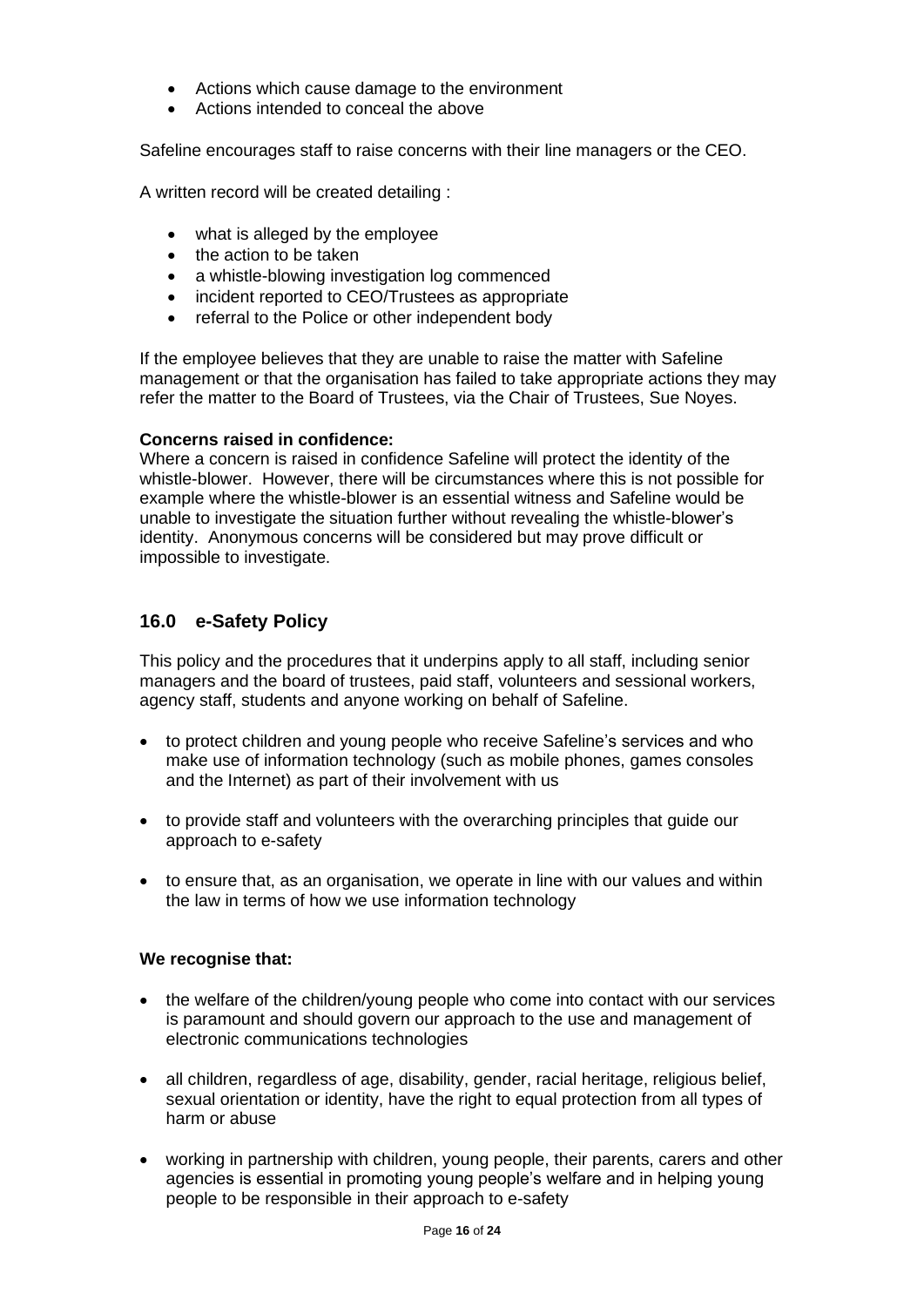- Actions which cause damage to the environment
- Actions intended to conceal the above

Safeline encourages staff to raise concerns with their line managers or the CEO.

A written record will be created detailing :

- what is alleged by the employee
- the action to be taken
- a whistle-blowing investigation log commenced
- incident reported to CEO/Trustees as appropriate
- referral to the Police or other independent body

If the employee believes that they are unable to raise the matter with Safeline management or that the organisation has failed to take appropriate actions they may refer the matter to the Board of Trustees, via the Chair of Trustees, Sue Noyes.

**Concerns raised in confidence:**
Where a concern is raised in confidence Safeline will protect the identity of the whistle-blower. However, there will be circumstances where this is not possible for example where the whistle-blower is an essential witness and Safeline would be unable to investigate the situation further without revealing the whistle-blower's identity. Anonymous concerns will be considered but may prove difficult or impossible to investigate.

## 16.0 e-Safety Policy

This policy and the procedures that it underpins apply to all staff, including senior managers and the board of trustees, paid staff, volunteers and sessional workers, agency staff, students and anyone working on behalf of Safeline.

- to protect children and young people who receive Safeline's services and who make use of information technology (such as mobile phones, games consoles and the Internet) as part of their involvement with us

- to provide staff and volunteers with the overarching principles that guide our approach to e-safety

- to ensure that, as an organisation, we operate in line with our values and within the law in terms of how we use information technology

**We recognise that:**

- the welfare of the children/young people who come into contact with our services is paramount and should govern our approach to the use and management of electronic communications technologies

- all children, regardless of age, disability, gender, racial heritage, religious belief, sexual orientation or identity, have the right to equal protection from all types of harm or abuse

- working in partnership with children, young people, their parents, carers and other agencies is essential in promoting young people's welfare and in helping young people to be responsible in their approach to e-safety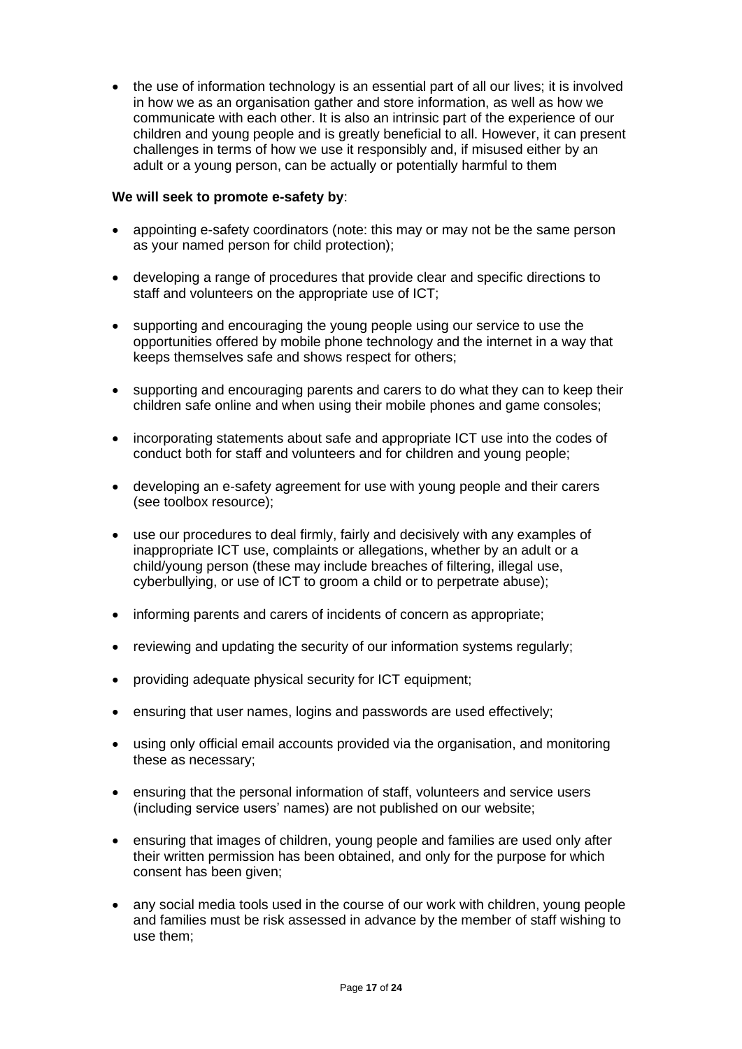- the use of information technology is an essential part of all our lives; it is involved in how we as an organisation gather and store information, as well as how we communicate with each other. It is also an intrinsic part of the experience of our children and young people and is greatly beneficial to all. However, it can present challenges in terms of how we use it responsibly and, if misused either by an adult or a young person, can be actually or potentially harmful to them

**We will seek to promote e-safety by**:

- appointing e-safety coordinators (note: this may or may not be the same person as your named person for child protection);
- developing a range of procedures that provide clear and specific directions to staff and volunteers on the appropriate use of ICT;
- supporting and encouraging the young people using our service to use the opportunities offered by mobile phone technology and the internet in a way that keeps themselves safe and shows respect for others;
- supporting and encouraging parents and carers to do what they can to keep their children safe online and when using their mobile phones and game consoles;
- incorporating statements about safe and appropriate ICT use into the codes of conduct both for staff and volunteers and for children and young people;
- developing an e-safety agreement for use with young people and their carers (see toolbox resource);
- use our procedures to deal firmly, fairly and decisively with any examples of inappropriate ICT use, complaints or allegations, whether by an adult or a child/young person (these may include breaches of filtering, illegal use, cyberbullying, or use of ICT to groom a child or to perpetrate abuse);
- informing parents and carers of incidents of concern as appropriate;
- reviewing and updating the security of our information systems regularly;
- providing adequate physical security for ICT equipment;
- ensuring that user names, logins and passwords are used effectively;
- using only official email accounts provided via the organisation, and monitoring these as necessary;
- ensuring that the personal information of staff, volunteers and service users (including service users' names) are not published on our website;
- ensuring that images of children, young people and families are used only after their written permission has been obtained, and only for the purpose for which consent has been given;
- any social media tools used in the course of our work with children, young people and families must be risk assessed in advance by the member of staff wishing to use them;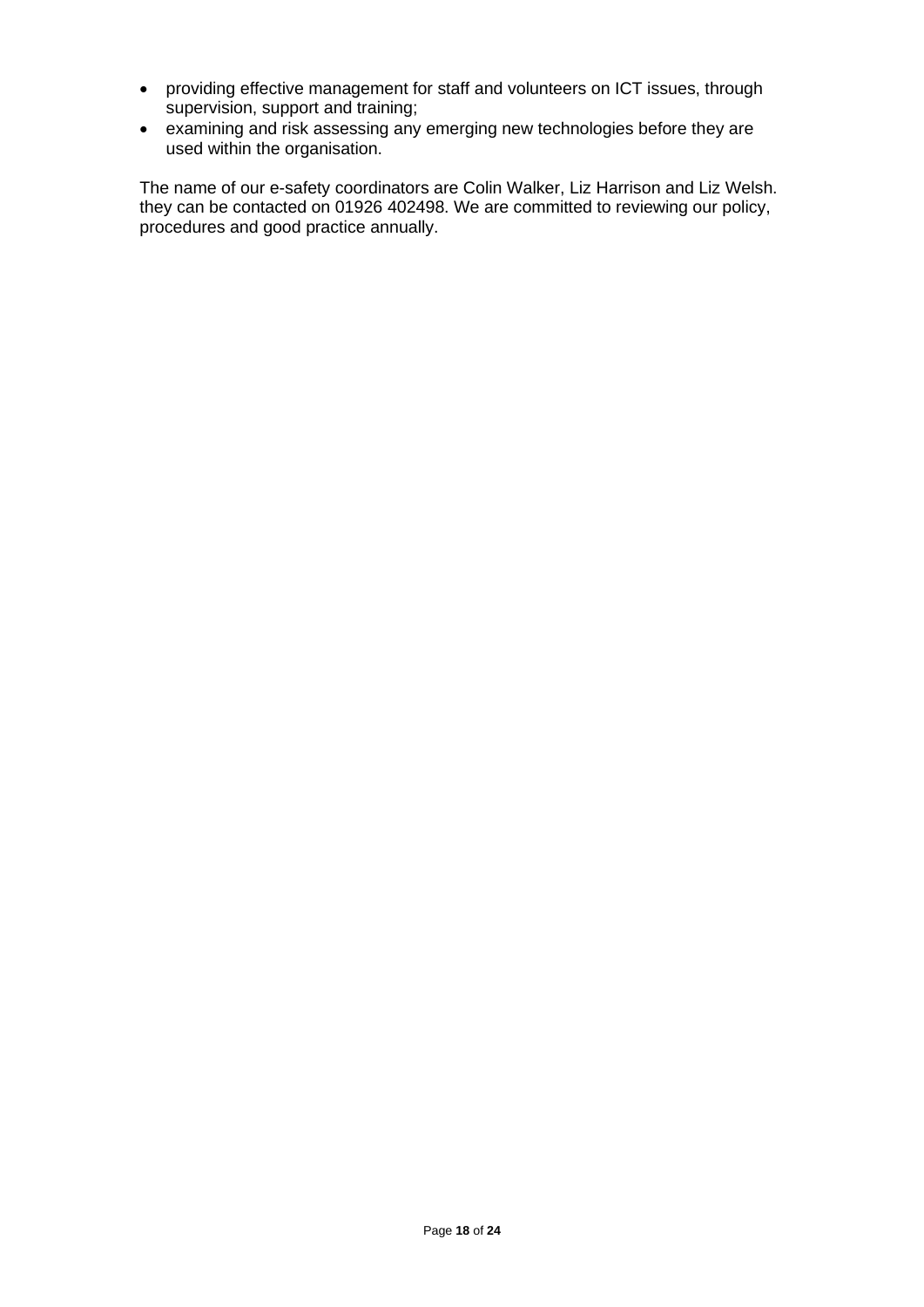- providing effective management for staff and volunteers on ICT issues, through supervision, support and training;
- examining and risk assessing any emerging new technologies before they are used within the organisation.

The name of our e-safety coordinators are Colin Walker, Liz Harrison and Liz Welsh. they can be contacted on 01926 402498. We are committed to reviewing our policy, procedures and good practice annually.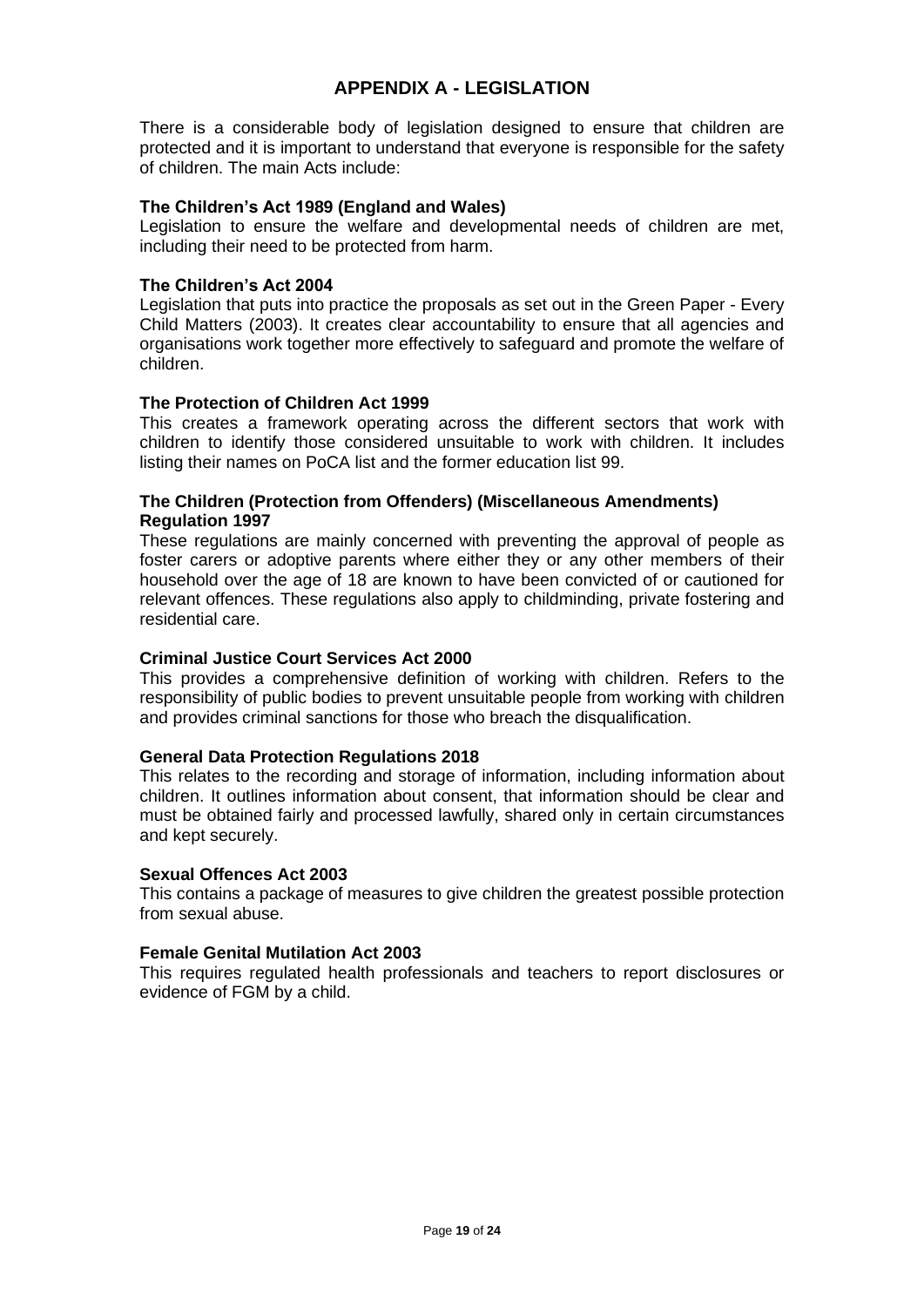# APPENDIX A - LEGISLATION

There is a considerable body of legislation designed to ensure that children are protected and it is important to understand that everyone is responsible for the safety of children. The main Acts include:

**The Children's Act 1989 (England and Wales)**
Legislation to ensure the welfare and developmental needs of children are met, including their need to be protected from harm.

**The Children's Act 2004**
Legislation that puts into practice the proposals as set out in the Green Paper - Every Child Matters (2003). It creates clear accountability to ensure that all agencies and organisations work together more effectively to safeguard and promote the welfare of children.

**The Protection of Children Act 1999**
This creates a framework operating across the different sectors that work with children to identify those considered unsuitable to work with children. It includes listing their names on PoCA list and the former education list 99.

**The Children (Protection from Offenders) (Miscellaneous Amendments) Regulation 1997**
These regulations are mainly concerned with preventing the approval of people as foster carers or adoptive parents where either they or any other members of their household over the age of 18 are known to have been convicted of or cautioned for relevant offences. These regulations also apply to childminding, private fostering and residential care.

**Criminal Justice Court Services Act 2000**
This provides a comprehensive definition of working with children. Refers to the responsibility of public bodies to prevent unsuitable people from working with children and provides criminal sanctions for those who breach the disqualification.

**General Data Protection Regulations 2018**
This relates to the recording and storage of information, including information about children. It outlines information about consent, that information should be clear and must be obtained fairly and processed lawfully, shared only in certain circumstances and kept securely.

**Sexual Offences Act 2003**
This contains a package of measures to give children the greatest possible protection from sexual abuse.

**Female Genital Mutilation Act 2003**
This requires regulated health professionals and teachers to report disclosures or evidence of FGM by a child.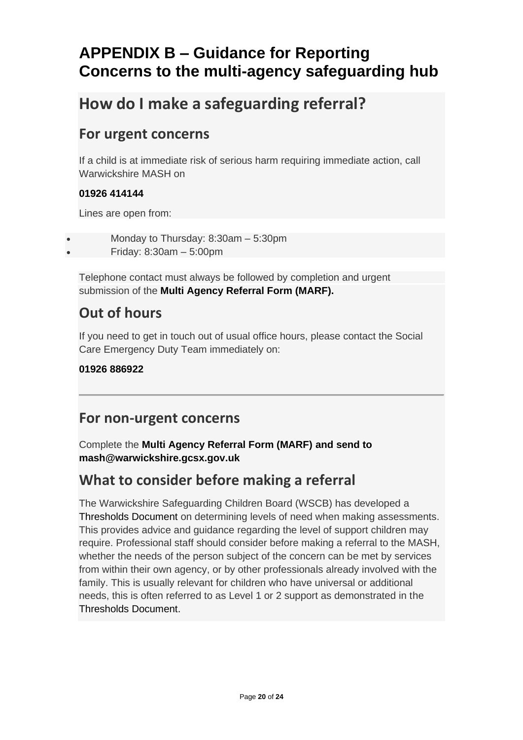# APPENDIX B – Guidance for Reporting Concerns to the multi-agency safeguarding hub

## How do I make a safeguarding referral?

### For urgent concerns

If a child is at immediate risk of serious harm requiring immediate action, call Warwickshire MASH on

**01926 414144**

Lines are open from:

- Monday to Thursday: 8:30am – 5:30pm
- Friday: 8:30am – 5:00pm

Telephone contact must always be followed by completion and urgent submission of the **Multi Agency Referral Form (MARF).**

### Out of hours

If you need to get in touch out of usual office hours, please contact the Social Care Emergency Duty Team immediately on:

**01926 886922**

---

### For non-urgent concerns

Complete the **Multi Agency Referral Form (MARF) and send to mash@warwickshire.gcsx.gov.uk**

### What to consider before making a referral

The Warwickshire Safeguarding Children Board (WSCB) has developed a Thresholds Document on determining levels of need when making assessments. This provides advice and guidance regarding the level of support children may require. Professional staff should consider before making a referral to the MASH, whether the needs of the person subject of the concern can be met by services from within their own agency, or by other professionals already involved with the family. This is usually relevant for children who have universal or additional needs, this is often referred to as Level 1 or 2 support as demonstrated in the Thresholds Document.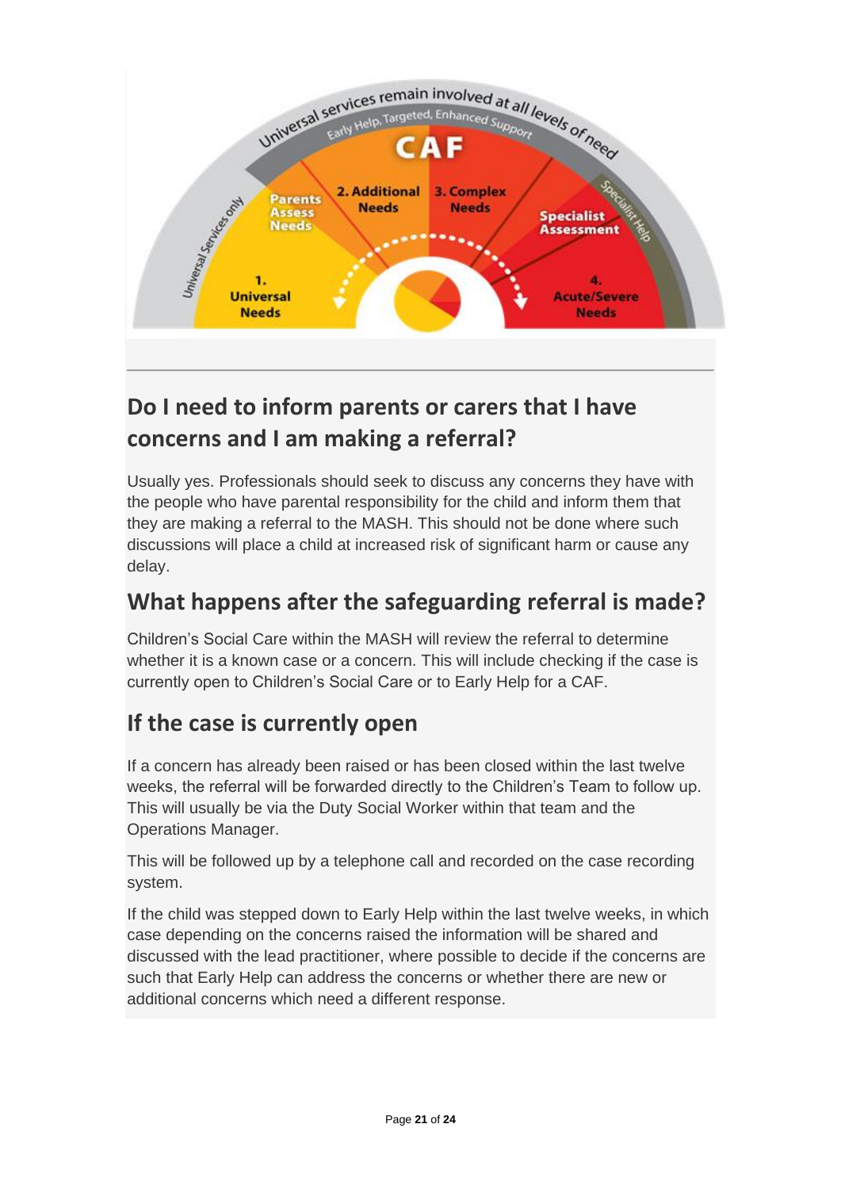Universal services remain involved at all levels of need

Early Help, Targeted, Enhanced Support

CAF

Universal Services only

Parents Assess Needs

1. Universal Needs

2. Additional Needs

3. Complex Needs

Specialist Assessment

Specialist Help

4. Acute/Severe Needs

## Do I need to inform parents or carers that I have concerns and I am making a referral?

Usually yes. Professionals should seek to discuss any concerns they have with the people who have parental responsibility for the child and inform them that they are making a referral to the MASH. This should not be done where such discussions will place a child at increased risk of significant harm or cause any delay.

## What happens after the safeguarding referral is made?

Children's Social Care within the MASH will review the referral to determine whether it is a known case or a concern. This will include checking if the case is currently open to Children's Social Care or to Early Help for a CAF.

## If the case is currently open

If a concern has already been raised or has been closed within the last twelve weeks, the referral will be forwarded directly to the Children's Team to follow up. This will usually be via the Duty Social Worker within that team and the Operations Manager.

This will be followed up by a telephone call and recorded on the case recording system.

If the child was stepped down to Early Help within the last twelve weeks, in which case depending on the concerns raised the information will be shared and discussed with the lead practitioner, where possible to decide if the concerns are such that Early Help can address the concerns or whether there are new or additional concerns which need a different response.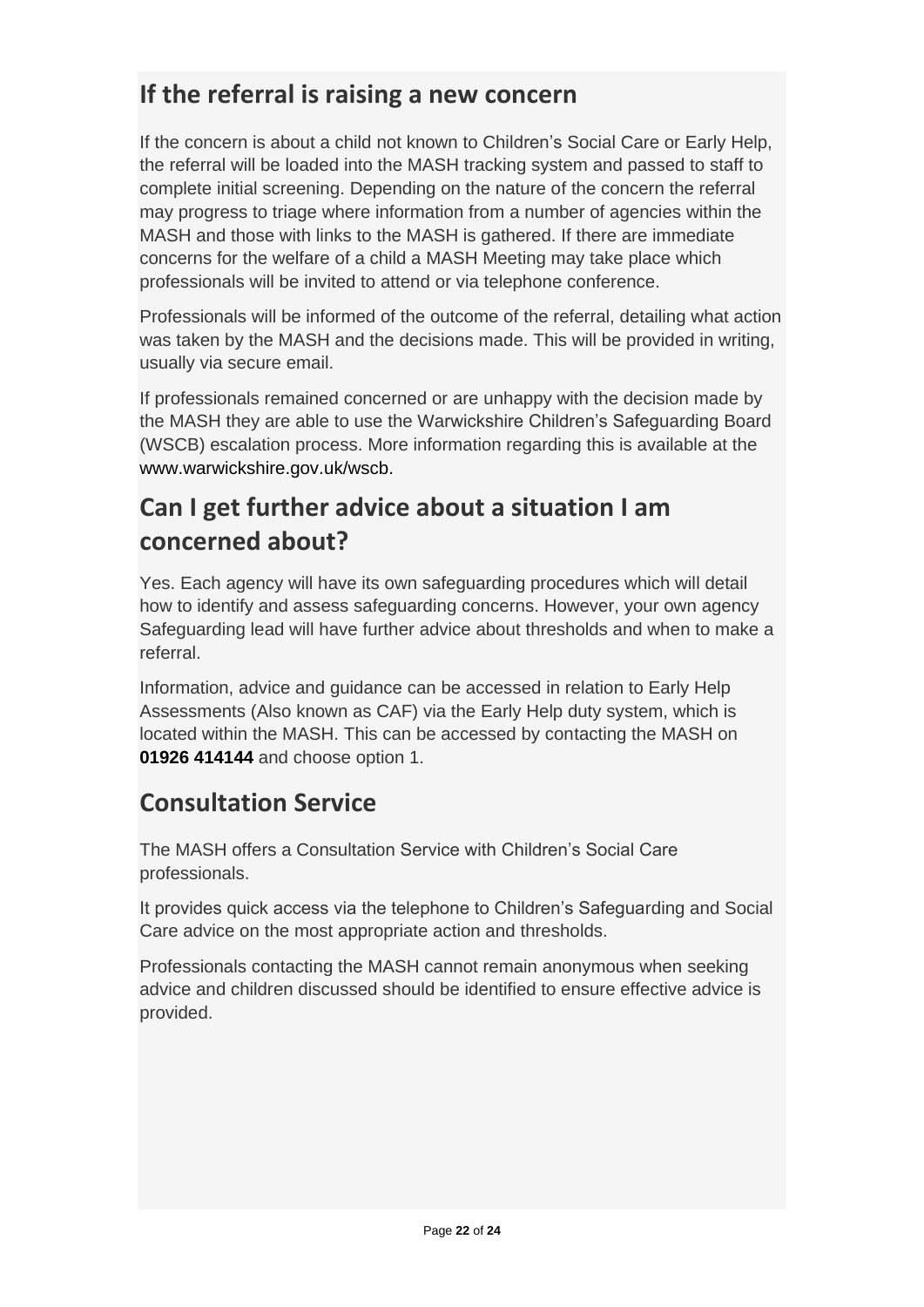## If the referral is raising a new concern

If the concern is about a child not known to Children's Social Care or Early Help, the referral will be loaded into the MASH tracking system and passed to staff to complete initial screening. Depending on the nature of the concern the referral may progress to triage where information from a number of agencies within the MASH and those with links to the MASH is gathered. If there are immediate concerns for the welfare of a child a MASH Meeting may take place which professionals will be invited to attend or via telephone conference.

Professionals will be informed of the outcome of the referral, detailing what action was taken by the MASH and the decisions made. This will be provided in writing, usually via secure email.

If professionals remained concerned or are unhappy with the decision made by the MASH they are able to use the Warwickshire Children's Safeguarding Board (WSCB) escalation process. More information regarding this is available at the www.warwickshire.gov.uk/wscb.

## Can I get further advice about a situation I am concerned about?

Yes. Each agency will have its own safeguarding procedures which will detail how to identify and assess safeguarding concerns. However, your own agency Safeguarding lead will have further advice about thresholds and when to make a referral.

Information, advice and guidance can be accessed in relation to Early Help Assessments (Also known as CAF) via the Early Help duty system, which is located within the MASH. This can be accessed by contacting the MASH on **01926 414144** and choose option 1.

## Consultation Service

The MASH offers a Consultation Service with Children's Social Care professionals.

It provides quick access via the telephone to Children's Safeguarding and Social Care advice on the most appropriate action and thresholds.

Professionals contacting the MASH cannot remain anonymous when seeking advice and children discussed should be identified to ensure effective advice is provided.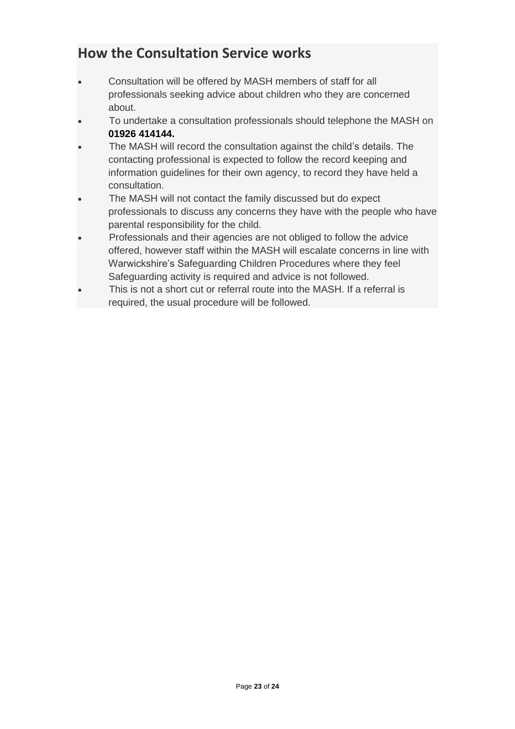## How the Consultation Service works

- Consultation will be offered by MASH members of staff for all professionals seeking advice about children who they are concerned about.
- To undertake a consultation professionals should telephone the MASH on **01926 414144.**
- The MASH will record the consultation against the child's details. The contacting professional is expected to follow the record keeping and information guidelines for their own agency, to record they have held a consultation.
- The MASH will not contact the family discussed but do expect professionals to discuss any concerns they have with the people who have parental responsibility for the child.
- Professionals and their agencies are not obliged to follow the advice offered, however staff within the MASH will escalate concerns in line with Warwickshire's Safeguarding Children Procedures where they feel Safeguarding activity is required and advice is not followed.
- This is not a short cut or referral route into the MASH. If a referral is required, the usual procedure will be followed.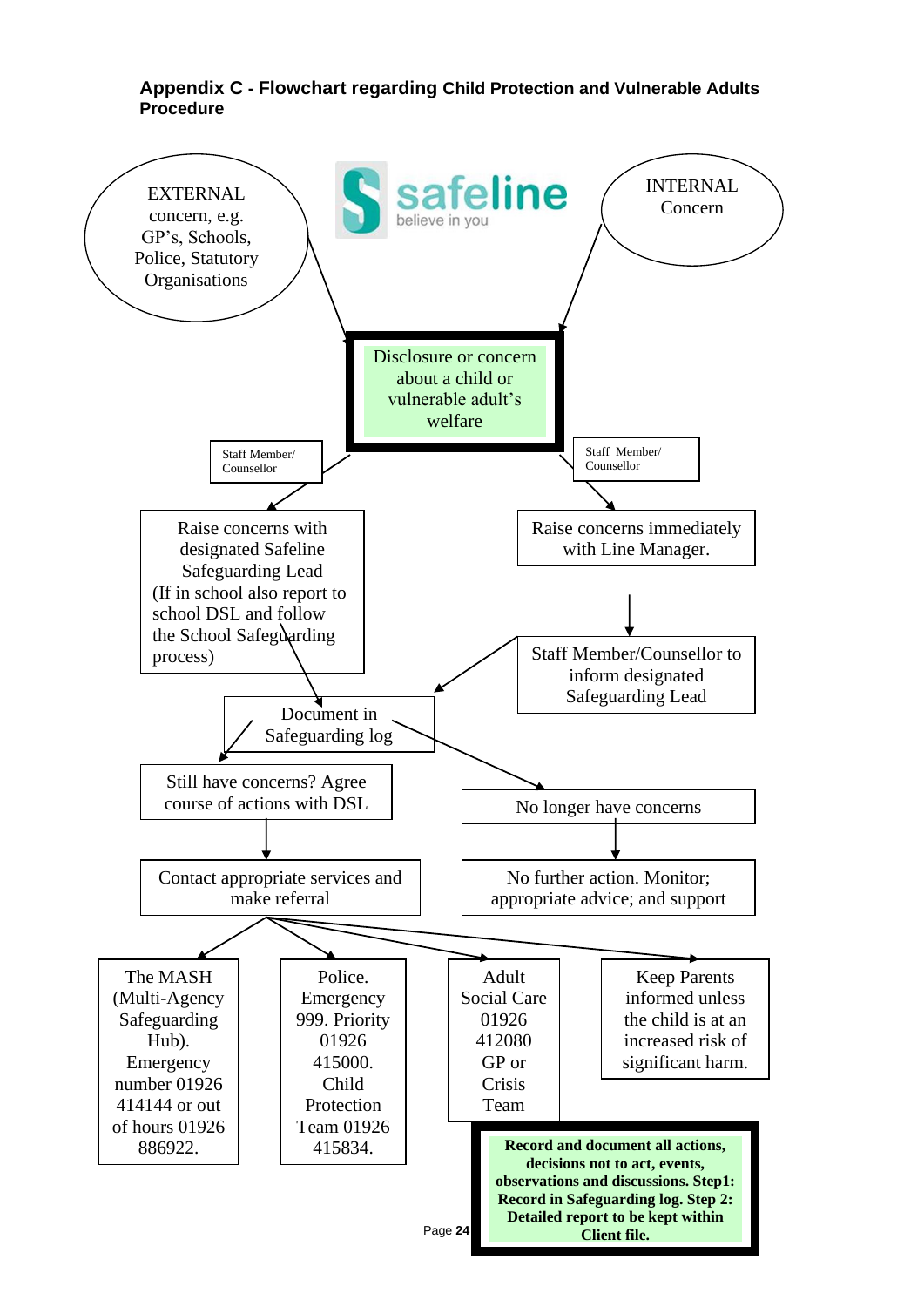## Appendix C - Flowchart regarding Child Protection and Vulnerable Adults Procedure

safeline
believe in you

EXTERNAL concern, e.g. GP's, Schools, Police, Statutory Organisations

INTERNAL Concern

Disclosure or concern about a child or vulnerable adult's welfare

Staff Member/ Counsellor

Staff Member/ Counsellor

Raise concerns with designated Safeline Safeguarding Lead (If in school also report to school DSL and follow the School Safeguarding process)

Raise concerns immediately with Line Manager.

Staff Member/Counsellor to inform designated Safeguarding Lead

Document in Safeguarding log

Still have concerns? Agree course of actions with DSL

No longer have concerns

Contact appropriate services and make referral

No further action. Monitor; appropriate advice; and support

The MASH (Multi-Agency Safeguarding Hub). Emergency number 01926 414144 or out of hours 01926 886922.

Police. Emergency 999. Priority 01926 415000. Child Protection Team 01926 415834.

Adult Social Care 01926 412080 GP or Crisis Team

Keep Parents informed unless the child is at an increased risk of significant harm.

**Record and document all actions, decisions not to act, events, observations and discussions. Step1: Record in Safeguarding log. Step 2: Detailed report to be kept within Client file.**